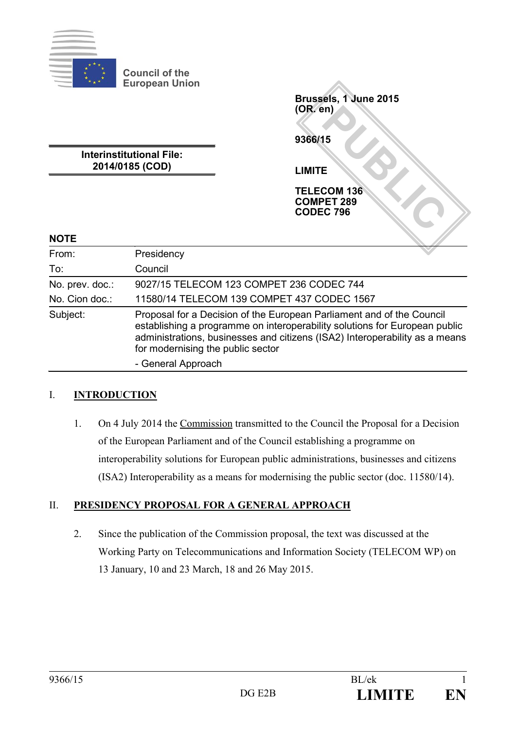Council of the European Union

Brussels, 1 June 2015
(OR. en)

9366/15

LIMITE

TELECOM 136
COMPET 289
CODEC 796

**Interinstitutional File:**
**2014/0185 (COD)**

## NOTE

| | |
|---|---|
| From: | Presidency |
| To: | Council |
| No. prev. doc.: | 9027/15 TELECOM 123 COMPET 236 CODEC 744 |
| No. Cion doc.: | 11580/14 TELECOM 139 COMPET 437 CODEC 1567 |
| Subject: | Proposal for a Decision of the European Parliament and of the Council establishing a programme on interoperability solutions for European public administrations, businesses and citizens (ISA2) Interoperability as a means for modernising the public sector<br>- General Approach |

## I. INTRODUCTION

1. On 4 July 2014 the Commission transmitted to the Council the Proposal for a Decision of the European Parliament and of the Council establishing a programme on interoperability solutions for European public administrations, businesses and citizens (ISA2) Interoperability as a means for modernising the public sector (doc. 11580/14).

## II. PRESIDENCY PROPOSAL FOR A GENERAL APPROACH

2. Since the publication of the Commission proposal, the text was discussed at the Working Party on Telecommunications and Information Society (TELECOM WP) on 13 January, 10 and 23 March, 18 and 26 May 2015.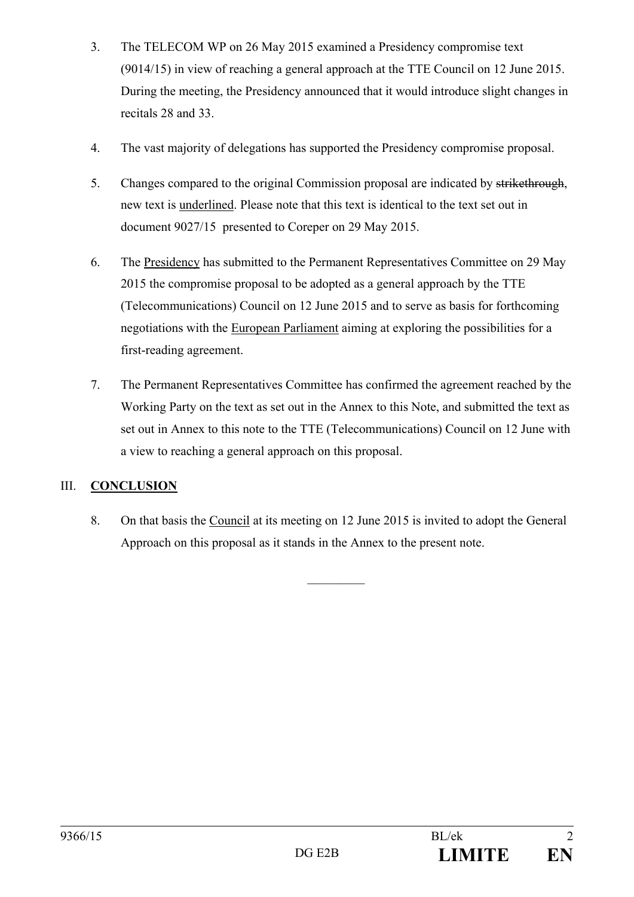3. The TELECOM WP on 26 May 2015 examined a Presidency compromise text (9014/15) in view of reaching a general approach at the TTE Council on 12 June 2015. During the meeting, the Presidency announced that it would introduce slight changes in recitals 28 and 33.

4. The vast majority of delegations has supported the Presidency compromise proposal.

5. Changes compared to the original Commission proposal are indicated by ~~strikethrough~~, new text is <u>underlined</u>. Please note that this text is identical to the text set out in document 9027/15 presented to Coreper on 29 May 2015.

6. The <u>Presidency</u> has submitted to the Permanent Representatives Committee on 29 May 2015 the compromise proposal to be adopted as a general approach by the TTE (Telecommunications) Council on 12 June 2015 and to serve as basis for forthcoming negotiations with the <u>European Parliament</u> aiming at exploring the possibilities for a first-reading agreement.

7. The Permanent Representatives Committee has confirmed the agreement reached by the Working Party on the text as set out in the Annex to this Note, and submitted the text as set out in Annex to this note to the TTE (Telecommunications) Council on 12 June with a view to reaching a general approach on this proposal.

## III. <u>**CONCLUSION**</u>

8. On that basis the <u>Council</u> at its meeting on 12 June 2015 is invited to adopt the General Approach on this proposal as it stands in the Annex to the present note.

_________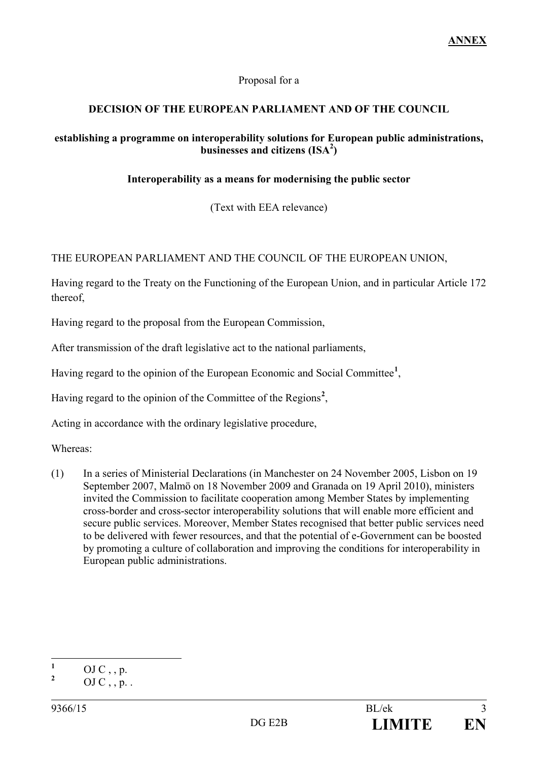**ANNEX**

Proposal for a

**DECISION OF THE EUROPEAN PARLIAMENT AND OF THE COUNCIL**

**establishing a programme on interoperability solutions for European public administrations, businesses and citizens (ISA[2])**

**Interoperability as a means for modernising the public sector**

(Text with EEA relevance)

THE EUROPEAN PARLIAMENT AND THE COUNCIL OF THE EUROPEAN UNION,

Having regard to the Treaty on the Functioning of the European Union, and in particular Article 172 thereof,

Having regard to the proposal from the European Commission,

After transmission of the draft legislative act to the national parliaments,

Having regard to the opinion of the European Economic and Social Committee[1],

Having regard to the opinion of the Committee of the Regions[2],

Acting in accordance with the ordinary legislative procedure,

Whereas:

(1) In a series of Ministerial Declarations (in Manchester on 24 November 2005, Lisbon on 19 September 2007, Malmö on 18 November 2009 and Granada on 19 April 2010), ministers invited the Commission to facilitate cooperation among Member States by implementing cross-border and cross-sector interoperability solutions that will enable more efficient and secure public services. Moreover, Member States recognised that better public services need to be delivered with fewer resources, and that the potential of e-Government can be boosted by promoting a culture of collaboration and improving the conditions for interoperability in European public administrations.

---

[1] OJ C , , p.

[2] OJ C , , p. .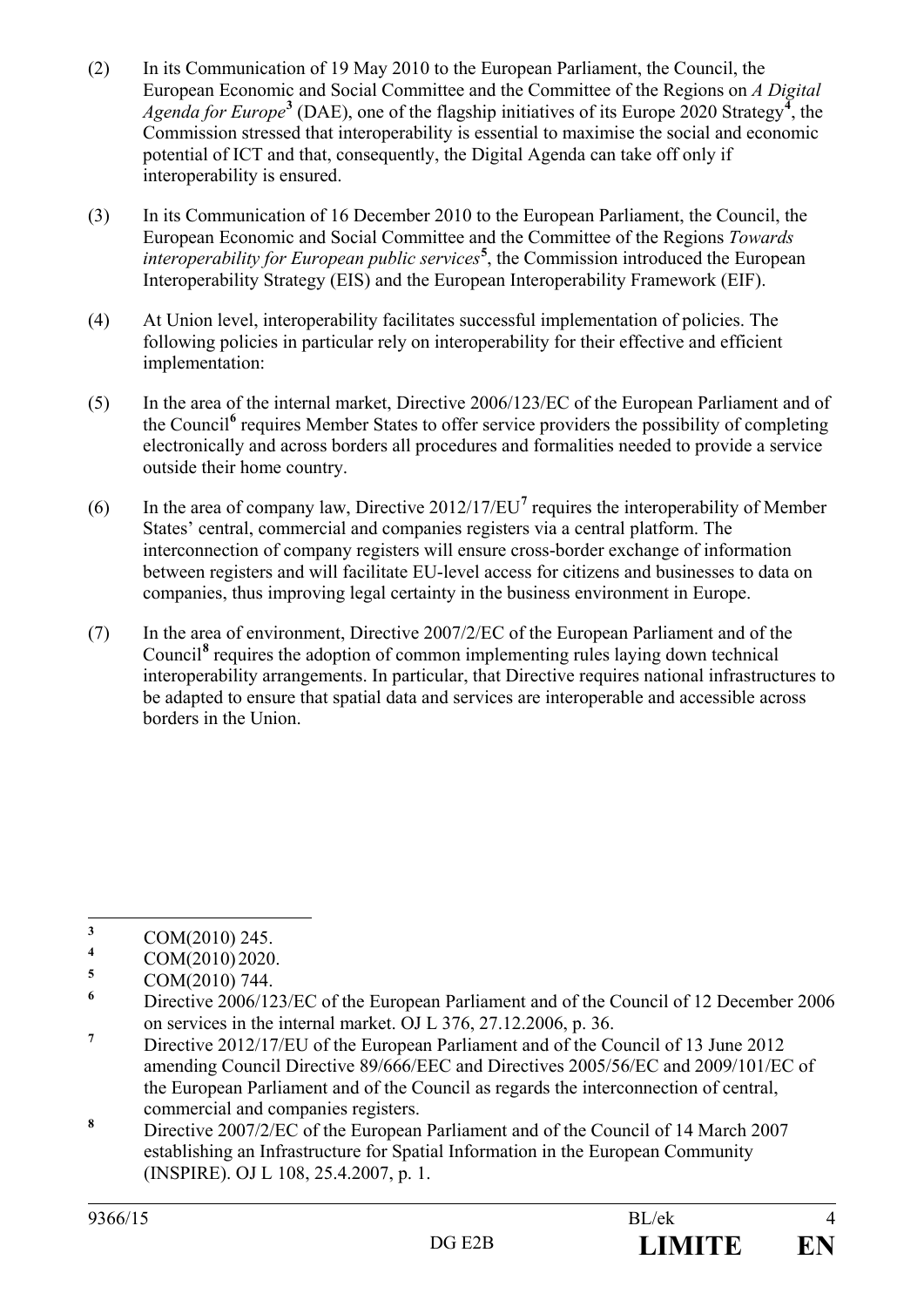(2) In its Communication of 19 May 2010 to the European Parliament, the Council, the European Economic and Social Committee and the Committee of the Regions on *A Digital Agenda for Europe*[3] (DAE), one of the flagship initiatives of its Europe 2020 Strategy[4], the Commission stressed that interoperability is essential to maximise the social and economic potential of ICT and that, consequently, the Digital Agenda can take off only if interoperability is ensured.

(3) In its Communication of 16 December 2010 to the European Parliament, the Council, the European Economic and Social Committee and the Committee of the Regions *Towards interoperability for European public services*[5], the Commission introduced the European Interoperability Strategy (EIS) and the European Interoperability Framework (EIF).

(4) At Union level, interoperability facilitates successful implementation of policies. The following policies in particular rely on interoperability for their effective and efficient implementation:

(5) In the area of the internal market, Directive 2006/123/EC of the European Parliament and of the Council[6] requires Member States to offer service providers the possibility of completing electronically and across borders all procedures and formalities needed to provide a service outside their home country.

(6) In the area of company law, Directive 2012/17/EU[7] requires the interoperability of Member States' central, commercial and companies registers via a central platform. The interconnection of company registers will ensure cross-border exchange of information between registers and will facilitate EU-level access for citizens and businesses to data on companies, thus improving legal certainty in the business environment in Europe.

(7) In the area of environment, Directive 2007/2/EC of the European Parliament and of the Council[8] requires the adoption of common implementing rules laying down technical interoperability arrangements. In particular, that Directive requires national infrastructures to be adapted to ensure that spatial data and services are interoperable and accessible across borders in the Union.

---

[3] COM(2010) 245.

[4] COM(2010) 2020.

[5] COM(2010) 744.

[6] Directive 2006/123/EC of the European Parliament and of the Council of 12 December 2006 on services in the internal market. OJ L 376, 27.12.2006, p. 36.

[7] Directive 2012/17/EU of the European Parliament and of the Council of 13 June 2012 amending Council Directive 89/666/EEC and Directives 2005/56/EC and 2009/101/EC of the European Parliament and of the Council as regards the interconnection of central, commercial and companies registers.

[8] Directive 2007/2/EC of the European Parliament and of the Council of 14 March 2007 establishing an Infrastructure for Spatial Information in the European Community (INSPIRE). OJ L 108, 25.4.2007, p. 1.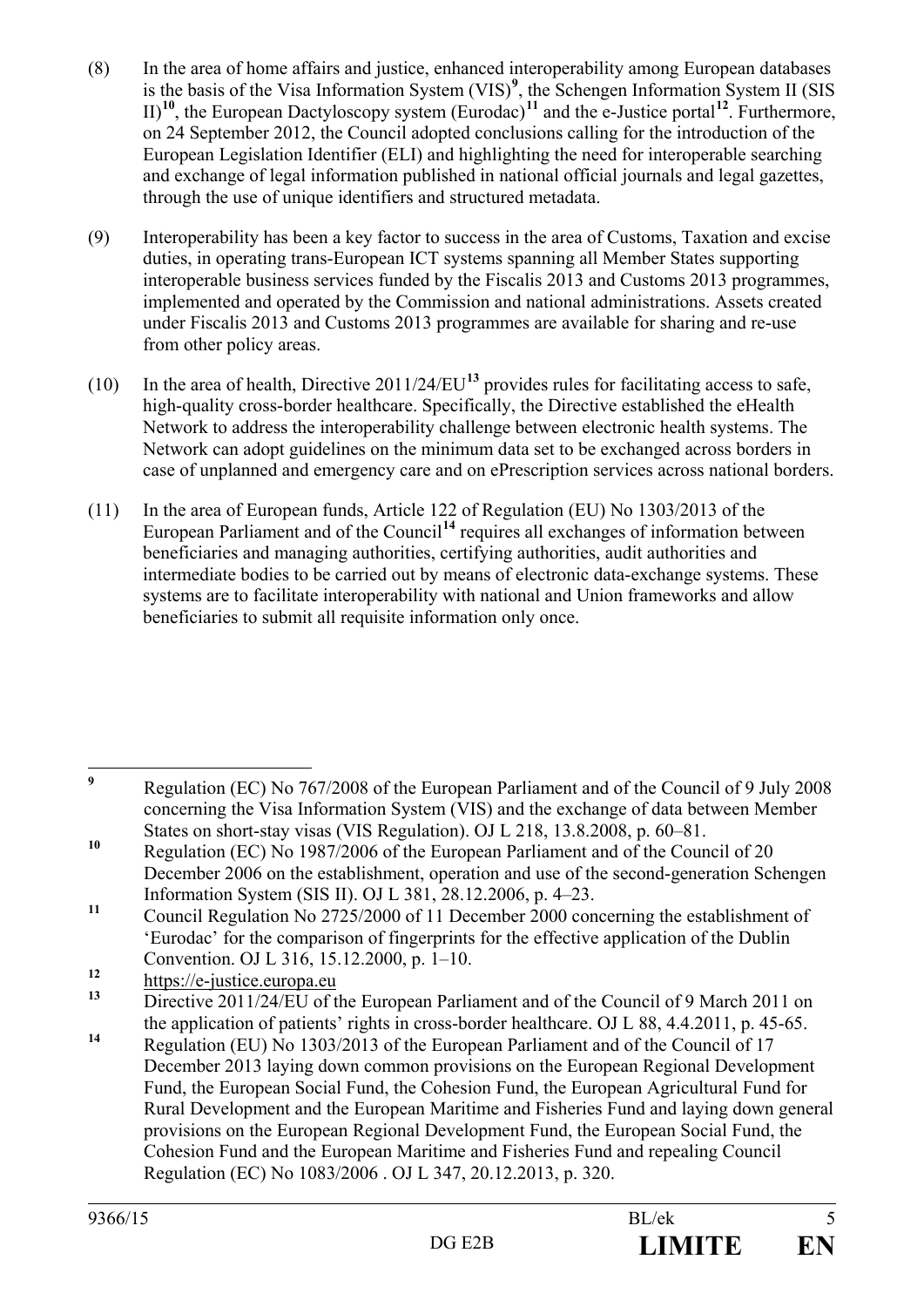(8) In the area of home affairs and justice, enhanced interoperability among European databases is the basis of the Visa Information System (VIS)[9], the Schengen Information System II (SIS II)[10], the European Dactyloscopy system (Eurodac)[11] and the e-Justice portal[12]. Furthermore, on 24 September 2012, the Council adopted conclusions calling for the introduction of the European Legislation Identifier (ELI) and highlighting the need for interoperable searching and exchange of legal information published in national official journals and legal gazettes, through the use of unique identifiers and structured metadata.

(9) Interoperability has been a key factor to success in the area of Customs, Taxation and excise duties, in operating trans-European ICT systems spanning all Member States supporting interoperable business services funded by the Fiscalis 2013 and Customs 2013 programmes, implemented and operated by the Commission and national administrations. Assets created under Fiscalis 2013 and Customs 2013 programmes are available for sharing and re-use from other policy areas.

(10) In the area of health, Directive 2011/24/EU[13] provides rules for facilitating access to safe, high-quality cross-border healthcare. Specifically, the Directive established the eHealth Network to address the interoperability challenge between electronic health systems. The Network can adopt guidelines on the minimum data set to be exchanged across borders in case of unplanned and emergency care and on ePrescription services across national borders.

(11) In the area of European funds, Article 122 of Regulation (EU) No 1303/2013 of the European Parliament and of the Council[14] requires all exchanges of information between beneficiaries and managing authorities, certifying authorities, audit authorities and intermediate bodies to be carried out by means of electronic data-exchange systems. These systems are to facilitate interoperability with national and Union frameworks and allow beneficiaries to submit all requisite information only once.

---

[9] Regulation (EC) No 767/2008 of the European Parliament and of the Council of 9 July 2008 concerning the Visa Information System (VIS) and the exchange of data between Member States on short-stay visas (VIS Regulation). OJ L 218, 13.8.2008, p. 60–81.

[10] Regulation (EC) No 1987/2006 of the European Parliament and of the Council of 20 December 2006 on the establishment, operation and use of the second-generation Schengen Information System (SIS II). OJ L 381, 28.12.2006, p. 4–23.

[11] Council Regulation No 2725/2000 of 11 December 2000 concerning the establishment of 'Eurodac' for the comparison of fingerprints for the effective application of the Dublin Convention. OJ L 316, 15.12.2000, p. 1–10.

[12] https://e-justice.europa.eu

[13] Directive 2011/24/EU of the European Parliament and of the Council of 9 March 2011 on the application of patients' rights in cross-border healthcare. OJ L 88, 4.4.2011, p. 45-65.

[14] Regulation (EU) No 1303/2013 of the European Parliament and of the Council of 17 December 2013 laying down common provisions on the European Regional Development Fund, the European Social Fund, the Cohesion Fund, the European Agricultural Fund for Rural Development and the European Maritime and Fisheries Fund and laying down general provisions on the European Regional Development Fund, the European Social Fund, the Cohesion Fund and the European Maritime and Fisheries Fund and repealing Council Regulation (EC) No 1083/2006 . OJ L 347, 20.12.2013, p. 320.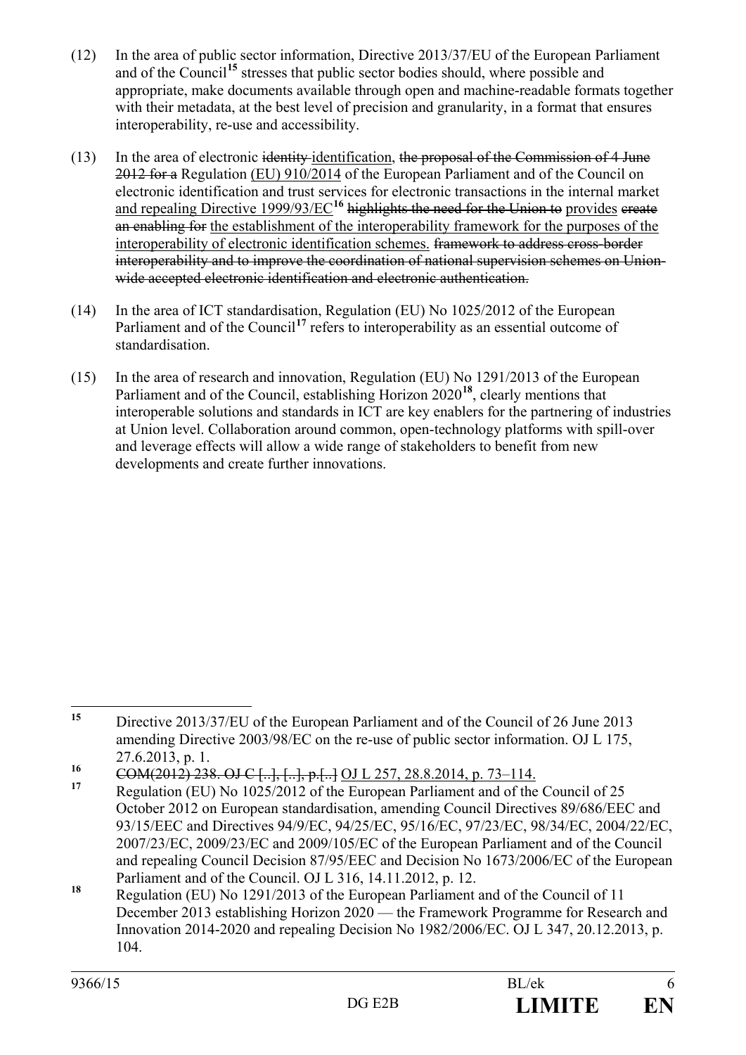(12) In the area of public sector information, Directive 2013/37/EU of the European Parliament and of the Council[15] stresses that public sector bodies should, where possible and appropriate, make documents available through open and machine-readable formats together with their metadata, at the best level of precision and granularity, in a format that ensures interoperability, re-use and accessibility.

(13) In the area of electronic ~~identity~~ identification, ~~the proposal of the Commission of 4 June 2012 for a~~ Regulation (EU) 910/2014 of the European Parliament and of the Council on electronic identification and trust services for electronic transactions in the internal market and repealing Directive 1999/93/EC[16] ~~highlights the need for the Union to~~ provides ~~create an enabling for~~ the establishment of the interoperability framework for the purposes of the interoperability of electronic identification schemes. ~~framework to address cross-border interoperability and to improve the coordination of national supervision schemes on Union-wide accepted electronic identification and electronic authentication.~~

(14) In the area of ICT standardisation, Regulation (EU) No 1025/2012 of the European Parliament and of the Council[17] refers to interoperability as an essential outcome of standardisation.

(15) In the area of research and innovation, Regulation (EU) No 1291/2013 of the European Parliament and of the Council, establishing Horizon 2020[18], clearly mentions that interoperable solutions and standards in ICT are key enablers for the partnering of industries at Union level. Collaboration around common, open-technology platforms with spill-over and leverage effects will allow a wide range of stakeholders to benefit from new developments and create further innovations.

---

[15] Directive 2013/37/EU of the European Parliament and of the Council of 26 June 2013 amending Directive 2003/98/EC on the re-use of public sector information. OJ L 175, 27.6.2013, p. 1.

[16] ~~COM(2012) 238. OJ C [..], [..], p.[..]~~ OJ L 257, 28.8.2014, p. 73–114.

[17] Regulation (EU) No 1025/2012 of the European Parliament and of the Council of 25 October 2012 on European standardisation, amending Council Directives 89/686/EEC and 93/15/EEC and Directives 94/9/EC, 94/25/EC, 95/16/EC, 97/23/EC, 98/34/EC, 2004/22/EC, 2007/23/EC, 2009/23/EC and 2009/105/EC of the European Parliament and of the Council and repealing Council Decision 87/95/EEC and Decision No 1673/2006/EC of the European Parliament and of the Council. OJ L 316, 14.11.2012, p. 12.

[18] Regulation (EU) No 1291/2013 of the European Parliament and of the Council of 11 December 2013 establishing Horizon 2020 — the Framework Programme for Research and Innovation 2014-2020 and repealing Decision No 1982/2006/EC. OJ L 347, 20.12.2013, p. 104.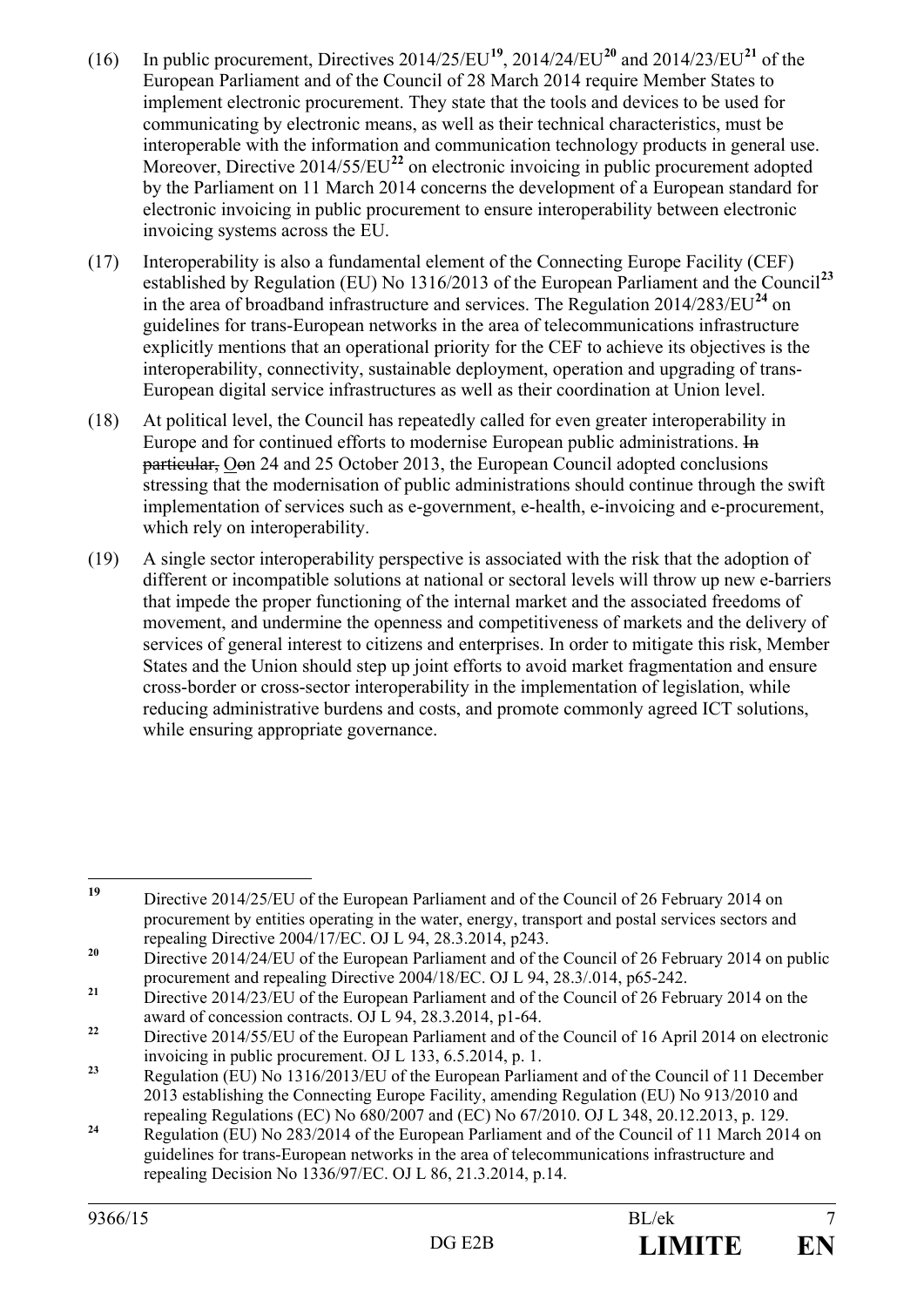(16) In public procurement, Directives 2014/25/EU[19], 2014/24/EU[20] and 2014/23/EU[21] of the European Parliament and of the Council of 28 March 2014 require Member States to implement electronic procurement. They state that the tools and devices to be used for communicating by electronic means, as well as their technical characteristics, must be interoperable with the information and communication technology products in general use. Moreover, Directive 2014/55/EU[22] on electronic invoicing in public procurement adopted by the Parliament on 11 March 2014 concerns the development of a European standard for electronic invoicing in public procurement to ensure interoperability between electronic invoicing systems across the EU.

(17) Interoperability is also a fundamental element of the Connecting Europe Facility (CEF) established by Regulation (EU) No 1316/2013 of the European Parliament and the Council[23] in the area of broadband infrastructure and services. The Regulation 2014/283/EU[24] on guidelines for trans-European networks in the area of telecommunications infrastructure explicitly mentions that an operational priority for the CEF to achieve its objectives is the interoperability, connectivity, sustainable deployment, operation and upgrading of trans-European digital service infrastructures as well as their coordination at Union level.

(18) At political level, the Council has repeatedly called for even greater interoperability in Europe and for continued efforts to modernise European public administrations. ~~In particular,~~ O~~o~~n 24 and 25 October 2013, the European Council adopted conclusions stressing that the modernisation of public administrations should continue through the swift implementation of services such as e-government, e-health, e-invoicing and e-procurement, which rely on interoperability.

(19) A single sector interoperability perspective is associated with the risk that the adoption of different or incompatible solutions at national or sectoral levels will throw up new e-barriers that impede the proper functioning of the internal market and the associated freedoms of movement, and undermine the openness and competitiveness of markets and the delivery of services of general interest to citizens and enterprises. In order to mitigate this risk, Member States and the Union should step up joint efforts to avoid market fragmentation and ensure cross-border or cross-sector interoperability in the implementation of legislation, while reducing administrative burdens and costs, and promote commonly agreed ICT solutions, while ensuring appropriate governance.

---

[19] Directive 2014/25/EU of the European Parliament and of the Council of 26 February 2014 on procurement by entities operating in the water, energy, transport and postal services sectors and repealing Directive 2004/17/EC. OJ L 94, 28.3.2014, p243.

[20] Directive 2014/24/EU of the European Parliament and of the Council of 26 February 2014 on public procurement and repealing Directive 2004/18/EC. OJ L 94, 28.3/.014, p65-242.

[21] Directive 2014/23/EU of the European Parliament and of the Council of 26 February 2014 on the award of concession contracts. OJ L 94, 28.3.2014, p1-64.

[22] Directive 2014/55/EU of the European Parliament and of the Council of 16 April 2014 on electronic invoicing in public procurement. OJ L 133, 6.5.2014, p. 1.

[23] Regulation (EU) No 1316/2013/EU of the European Parliament and of the Council of 11 December 2013 establishing the Connecting Europe Facility, amending Regulation (EU) No 913/2010 and repealing Regulations (EC) No 680/2007 and (EC) No 67/2010. OJ L 348, 20.12.2013, p. 129.

[24] Regulation (EU) No 283/2014 of the European Parliament and of the Council of 11 March 2014 on guidelines for trans-European networks in the area of telecommunications infrastructure and repealing Decision No 1336/97/EC. OJ L 86, 21.3.2014, p.14.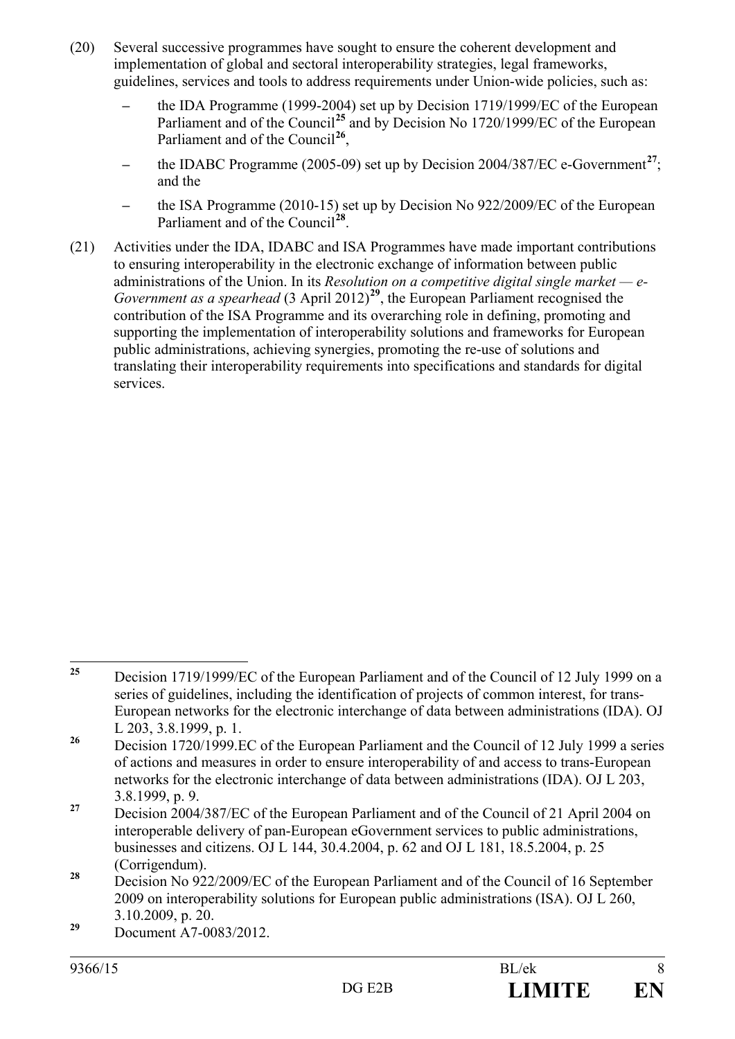(20) Several successive programmes have sought to ensure the coherent development and implementation of global and sectoral interoperability strategies, legal frameworks, guidelines, services and tools to address requirements under Union-wide policies, such as:

– the IDA Programme (1999-2004) set up by Decision 1719/1999/EC of the European Parliament and of the Council[25] and by Decision No 1720/1999/EC of the European Parliament and of the Council[26],

– the IDABC Programme (2005-09) set up by Decision 2004/387/EC e-Government[27]; and the

– the ISA Programme (2010-15) set up by Decision No 922/2009/EC of the European Parliament and of the Council[28].

(21) Activities under the IDA, IDABC and ISA Programmes have made important contributions to ensuring interoperability in the electronic exchange of information between public administrations of the Union. In its *Resolution on a competitive digital single market — e-Government as a spearhead* (3 April 2012)[29], the European Parliament recognised the contribution of the ISA Programme and its overarching role in defining, promoting and supporting the implementation of interoperability solutions and frameworks for European public administrations, achieving synergies, promoting the re-use of solutions and translating their interoperability requirements into specifications and standards for digital services.

---

[25] Decision 1719/1999/EC of the European Parliament and of the Council of 12 July 1999 on a series of guidelines, including the identification of projects of common interest, for trans-European networks for the electronic interchange of data between administrations (IDA). OJ L 203, 3.8.1999, p. 1.

[26] Decision 1720/1999.EC of the European Parliament and the Council of 12 July 1999 a series of actions and measures in order to ensure interoperability of and access to trans-European networks for the electronic interchange of data between administrations (IDA). OJ L 203, 3.8.1999, p. 9.

[27] Decision 2004/387/EC of the European Parliament and of the Council of 21 April 2004 on interoperable delivery of pan-European eGovernment services to public administrations, businesses and citizens. OJ L 144, 30.4.2004, p. 62 and OJ L 181, 18.5.2004, p. 25 (Corrigendum).

[28] Decision No 922/2009/EC of the European Parliament and of the Council of 16 September 2009 on interoperability solutions for European public administrations (ISA). OJ L 260, 3.10.2009, p. 20.

[29] Document A7-0083/2012.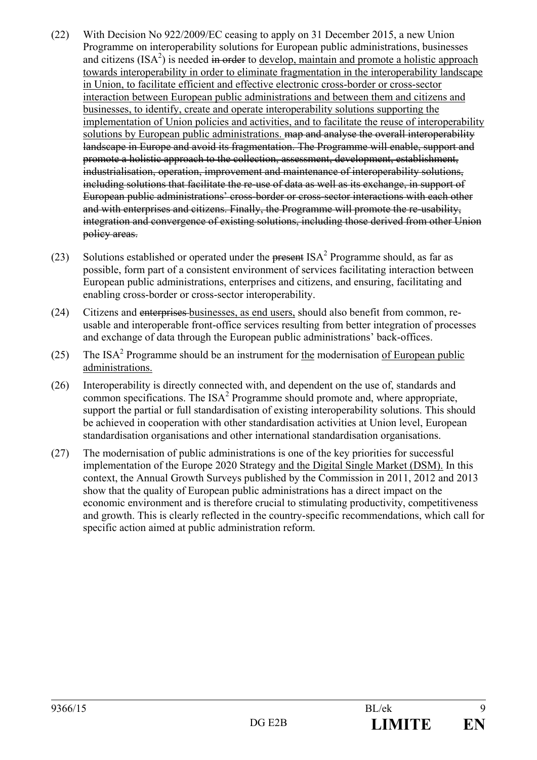(22) With Decision No 922/2009/EC ceasing to apply on 31 December 2015, a new Union Programme on interoperability solutions for European public administrations, businesses and citizens (ISA$^2$) is needed ~~in order~~ to <u>develop, maintain and promote a holistic approach towards interoperability in order to eliminate fragmentation in the interoperability landscape in Union, to facilitate efficient and effective electronic cross-border or cross-sector interaction between European public administrations and between them and citizens and businesses, to identify, create and operate interoperability solutions supporting the implementation of Union policies and activities, and to facilitate the reuse of interoperability solutions by European public administrations.</u> ~~map and analyse the overall interoperability landscape in Europe and avoid its fragmentation. The Programme will enable, support and promote a holistic approach to the collection, assessment, development, establishment, industrialisation, operation, improvement and maintenance of interoperability solutions, including solutions that facilitate the re-use of data as well as its exchange, in support of European public administrations' cross-border or cross-sector interactions with each other and with enterprises and citizens. Finally, the Programme will promote the re-usability, integration and convergence of existing solutions, including those derived from other Union policy areas.~~

(23) Solutions established or operated under the ~~present~~ ISA$^2$ Programme should, as far as possible, form part of a consistent environment of services facilitating interaction between European public administrations, enterprises and citizens, and ensuring, facilitating and enabling cross-border or cross-sector interoperability.

(24) Citizens and ~~enterprises~~ <u>businesses, as end users,</u> should also benefit from common, re-usable and interoperable front-office services resulting from better integration of processes and exchange of data through the European public administrations' back-offices.

(25) The ISA$^2$ Programme should be an instrument for <u>the</u> modernisation <u>of European public administrations.</u>

(26) Interoperability is directly connected with, and dependent on the use of, standards and common specifications. The ISA$^2$ Programme should promote and, where appropriate, support the partial or full standardisation of existing interoperability solutions. This should be achieved in cooperation with other standardisation activities at Union level, European standardisation organisations and other international standardisation organisations.

(27) The modernisation of public administrations is one of the key priorities for successful implementation of the Europe 2020 Strategy <u>and the Digital Single Market (DSM).</u> In this context, the Annual Growth Surveys published by the Commission in 2011, 2012 and 2013 show that the quality of European public administrations has a direct impact on the economic environment and is therefore crucial to stimulating productivity, competitiveness and growth. This is clearly reflected in the country-specific recommendations, which call for specific action aimed at public administration reform.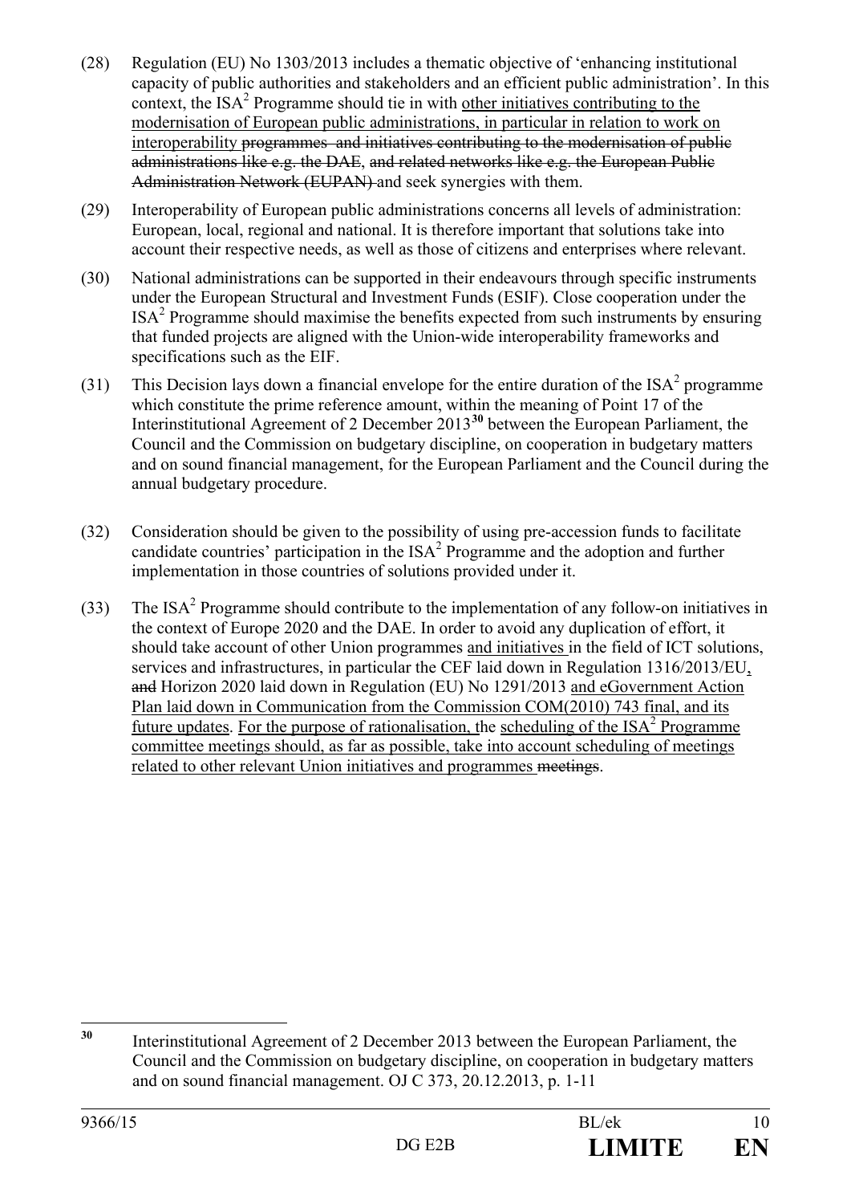(28) Regulation (EU) No 1303/2013 includes a thematic objective of 'enhancing institutional capacity of public authorities and stakeholders and an efficient public administration'. In this context, the ISA$^2$ Programme should tie in with <u>other initiatives contributing to the modernisation of European public administrations, in particular in relation to work on interoperability</u> ~~programmes and initiatives contributing to the modernisation of public administrations like e.g. the DAE, and related networks like e.g. the European Public Administration Network (EUPAN)~~ and seek synergies with them.

(29) Interoperability of European public administrations concerns all levels of administration: European, local, regional and national. It is therefore important that solutions take into account their respective needs, as well as those of citizens and enterprises where relevant.

(30) National administrations can be supported in their endeavours through specific instruments under the European Structural and Investment Funds (ESIF). Close cooperation under the ISA$^2$ Programme should maximise the benefits expected from such instruments by ensuring that funded projects are aligned with the Union-wide interoperability frameworks and specifications such as the EIF.

(31) This Decision lays down a financial envelope for the entire duration of the ISA$^2$ programme which constitute the prime reference amount, within the meaning of Point 17 of the Interinstitutional Agreement of 2 December 2013[30] between the European Parliament, the Council and the Commission on budgetary discipline, on cooperation in budgetary matters and on sound financial management, for the European Parliament and the Council during the annual budgetary procedure.

(32) Consideration should be given to the possibility of using pre-accession funds to facilitate candidate countries' participation in the ISA$^2$ Programme and the adoption and further implementation in those countries of solutions provided under it.

(33) The ISA$^2$ Programme should contribute to the implementation of any follow-on initiatives in the context of Europe 2020 and the DAE. In order to avoid any duplication of effort, it should take account of other Union programmes <u>and initiatives</u> in the field of ICT solutions, services and infrastructures, in particular the CEF laid down in Regulation 1316/2013/EU<u>,</u> ~~and~~ Horizon 2020 laid down in Regulation (EU) No 1291/2013 <u>and eGovernment Action Plan laid down in Communication from the Commission COM(2010) 743 final, and its future updates</u>. <u>For the purpose of rationalisation, t</u>he <u>scheduling of the ISA$^2$ Programme committee meetings should, as far as possible, take into account scheduling of meetings related to other relevant Union initiatives and programmes</u> ~~meetings~~.

[30] Interinstitutional Agreement of 2 December 2013 between the European Parliament, the Council and the Commission on budgetary discipline, on cooperation in budgetary matters and on sound financial management. OJ C 373, 20.12.2013, p. 1-11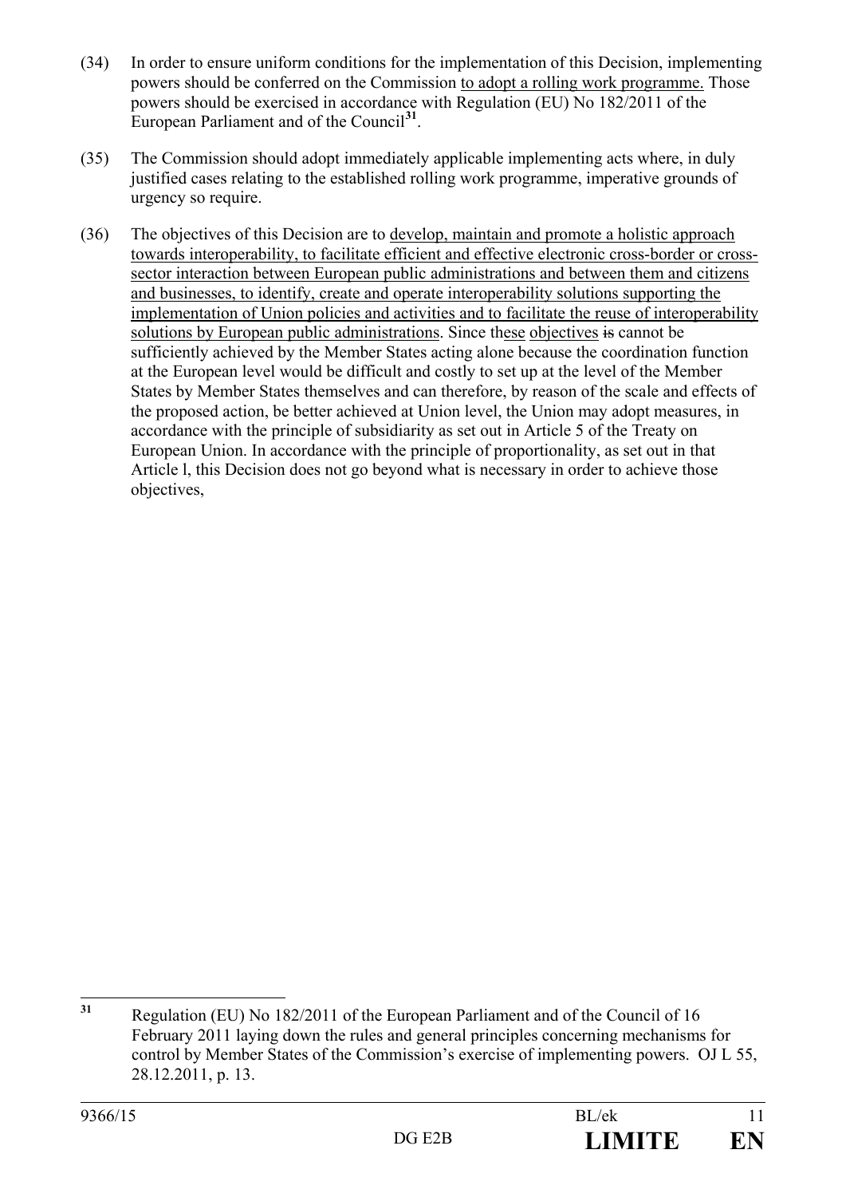(34) In order to ensure uniform conditions for the implementation of this Decision, implementing powers should be conferred on the Commission <u>to adopt a rolling work programme.</u> Those powers should be exercised in accordance with Regulation (EU) No 182/2011 of the European Parliament and of the Council[31].

(35) The Commission should adopt immediately applicable implementing acts where, in duly justified cases relating to the established rolling work programme, imperative grounds of urgency so require.

(36) The objectives of this Decision are to <u>develop, maintain and promote a holistic approach towards interoperability, to facilitate efficient and effective electronic cross-border or cross-sector interaction between European public administrations and between them and citizens and businesses, to identify, create and operate interoperability solutions supporting the implementation of Union policies and activities and to facilitate the reuse of interoperability solutions by European public administrations</u>. Since th<u>ese</u> <u>objectives</u> ~~is~~ cannot be sufficiently achieved by the Member States acting alone because the coordination function at the European level would be difficult and costly to set up at the level of the Member States by Member States themselves and can therefore, by reason of the scale and effects of the proposed action, be better achieved at Union level, the Union may adopt measures, in accordance with the principle of subsidiarity as set out in Article 5 of the Treaty on European Union. In accordance with the principle of proportionality, as set out in that Article l, this Decision does not go beyond what is necessary in order to achieve those objectives,

---

[31] Regulation (EU) No 182/2011 of the European Parliament and of the Council of 16 February 2011 laying down the rules and general principles concerning mechanisms for control by Member States of the Commission's exercise of implementing powers. OJ L 55, 28.12.2011, p. 13.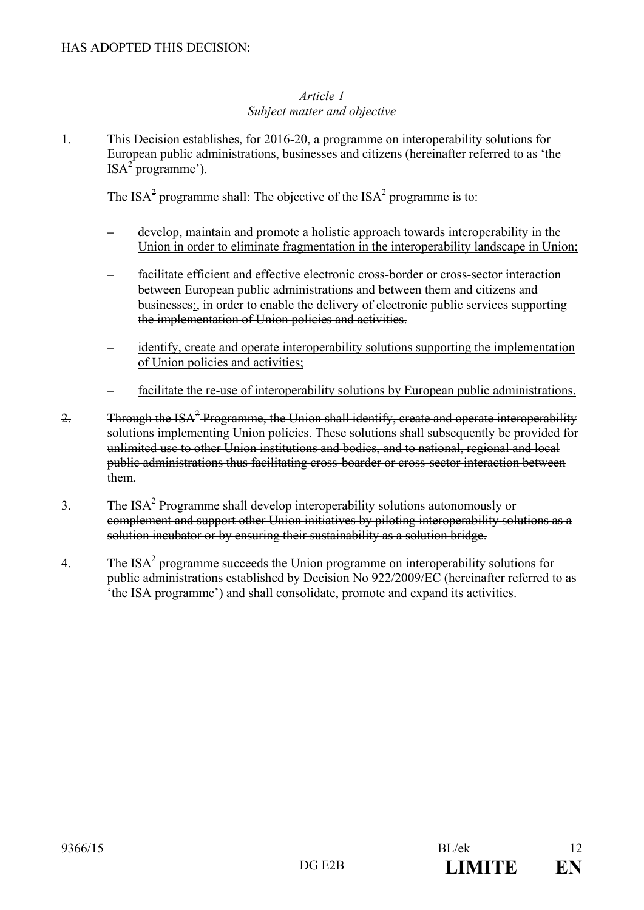HAS ADOPTED THIS DECISION:

*Article 1*
*Subject matter and objective*

1. This Decision establishes, for 2016-20, a programme on interoperability solutions for European public administrations, businesses and citizens (hereinafter referred to as 'the $ISA^2$ programme').

   ~~The $ISA^2$ programme shall:~~ <u>The objective of the $ISA^2$ programme is to:</u>

   – <u>develop, maintain and promote a holistic approach towards interoperability in the Union in order to eliminate fragmentation in the interoperability landscape in Union;</u>

   – facilitate efficient and effective electronic cross-border or cross-sector interaction between European public administrations and between them and citizens and businesses<u>;</u>~~, in order to enable the delivery of electronic public services supporting the implementation of Union policies and activities.~~

   – <u>identify, create and operate interoperability solutions supporting the implementation of Union policies and activities;</u>

   – <u>facilitate the re-use of interoperability solutions by European public administrations.</u>

~~2. Through the $ISA^2$ Programme, the Union shall identify, create and operate interoperability solutions implementing Union policies. These solutions shall subsequently be provided for unlimited use to other Union institutions and bodies, and to national, regional and local public administrations thus facilitating cross-boarder or cross-sector interaction between them.~~

~~3. The $ISA^2$ Programme shall develop interoperability solutions autonomously or complement and support other Union initiatives by piloting interoperability solutions as a solution incubator or by ensuring their sustainability as a solution bridge.~~

4. The $ISA^2$ programme succeeds the Union programme on interoperability solutions for public administrations established by Decision No 922/2009/EC (hereinafter referred to as 'the ISA programme') and shall consolidate, promote and expand its activities.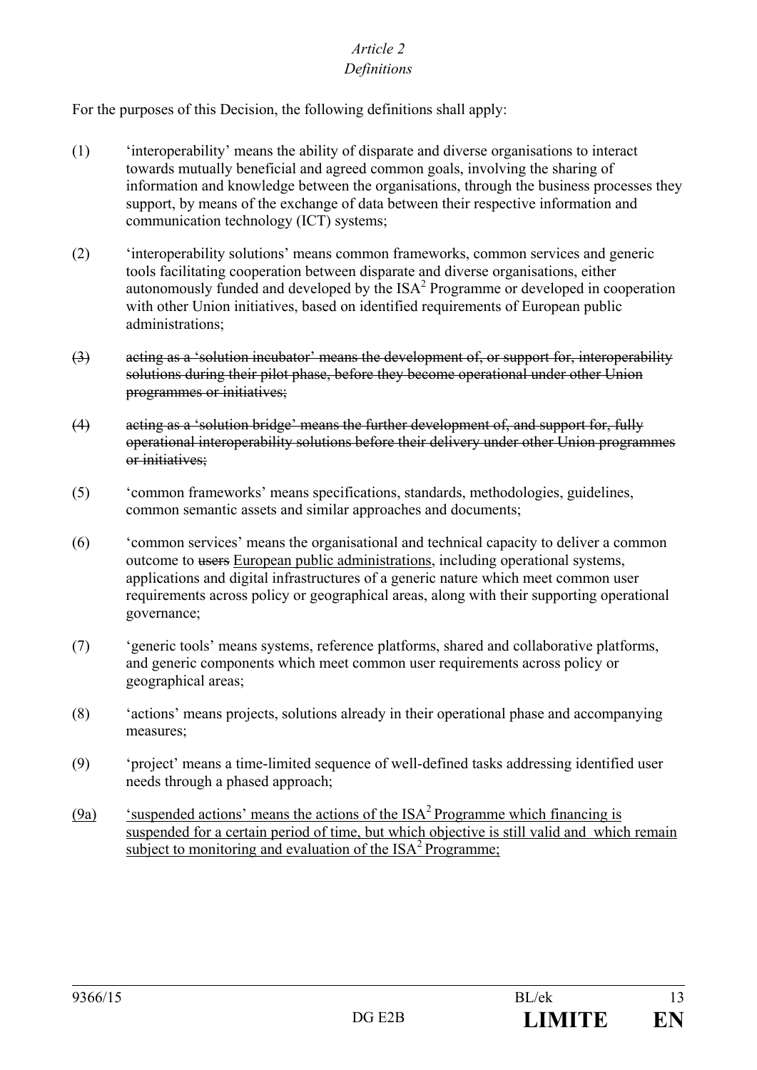*Article 2*
*Definitions*

For the purposes of this Decision, the following definitions shall apply:

(1) 'interoperability' means the ability of disparate and diverse organisations to interact towards mutually beneficial and agreed common goals, involving the sharing of information and knowledge between the organisations, through the business processes they support, by means of the exchange of data between their respective information and communication technology (ICT) systems;

(2) 'interoperability solutions' means common frameworks, common services and generic tools facilitating cooperation between disparate and diverse organisations, either autonomously funded and developed by the $ISA^2$ Programme or developed in cooperation with other Union initiatives, based on identified requirements of European public administrations;

~~(3) acting as a 'solution incubator' means the development of, or support for, interoperability solutions during their pilot phase, before they become operational under other Union programmes or initiatives;~~

~~(4) acting as a 'solution bridge' means the further development of, and support for, fully operational interoperability solutions before their delivery under other Union programmes or initiatives;~~

(5) 'common frameworks' means specifications, standards, methodologies, guidelines, common semantic assets and similar approaches and documents;

(6) 'common services' means the organisational and technical capacity to deliver a common outcome to ~~users~~ <u>European public administrations</u>, including operational systems, applications and digital infrastructures of a generic nature which meet common user requirements across policy or geographical areas, along with their supporting operational governance;

(7) 'generic tools' means systems, reference platforms, shared and collaborative platforms, and generic components which meet common user requirements across policy or geographical areas;

(8) 'actions' means projects, solutions already in their operational phase and accompanying measures;

(9) 'project' means a time-limited sequence of well-defined tasks addressing identified user needs through a phased approach;

<u>(9a) 'suspended actions' means the actions of the $ISA^2$ Programme which financing is suspended for a certain period of time, but which objective is still valid and which remain subject to monitoring and evaluation of the $ISA^2$ Programme;</u>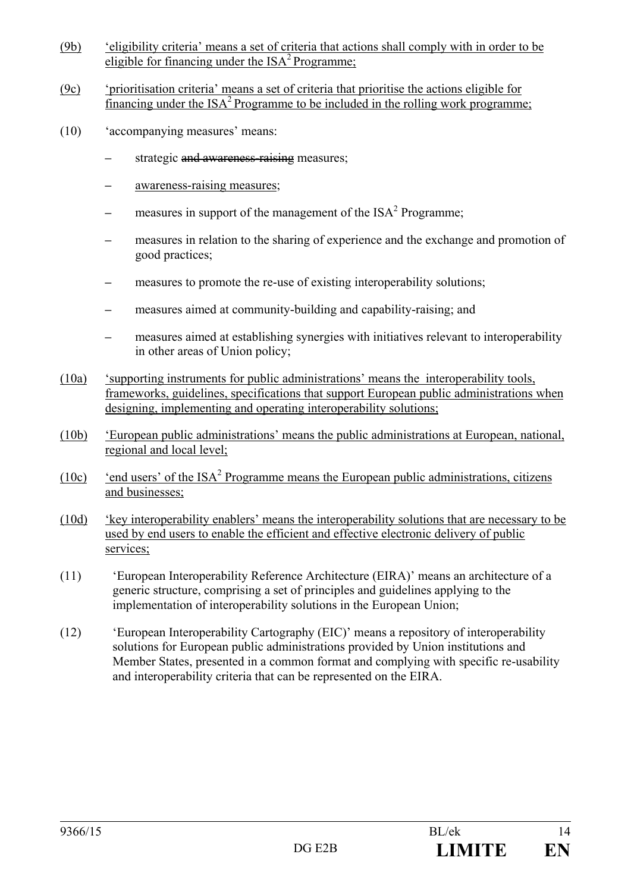(9b) 'eligibility criteria' means a set of criteria that actions shall comply with in order to be eligible for financing under the $ISA^2$ Programme;

(9c) 'prioritisation criteria' means a set of criteria that prioritise the actions eligible for financing under the $ISA^2$ Programme to be included in the rolling work programme;

(10) 'accompanying measures' means:

- strategic ~~and awareness-raising~~ measures;
- awareness-raising measures;
- measures in support of the management of the $ISA^2$ Programme;
- measures in relation to the sharing of experience and the exchange and promotion of good practices;
- measures to promote the re-use of existing interoperability solutions;
- measures aimed at community-building and capability-raising; and
- measures aimed at establishing synergies with initiatives relevant to interoperability in other areas of Union policy;

(10a) 'supporting instruments for public administrations' means the interoperability tools, frameworks, guidelines, specifications that support European public administrations when designing, implementing and operating interoperability solutions;

(10b) 'European public administrations' means the public administrations at European, national, regional and local level;

(10c) 'end users' of the $ISA^2$ Programme means the European public administrations, citizens and businesses;

(10d) 'key interoperability enablers' means the interoperability solutions that are necessary to be used by end users to enable the efficient and effective electronic delivery of public services;

(11) 'European Interoperability Reference Architecture (EIRA)' means an architecture of a generic structure, comprising a set of principles and guidelines applying to the implementation of interoperability solutions in the European Union;

(12) 'European Interoperability Cartography (EIC)' means a repository of interoperability solutions for European public administrations provided by Union institutions and Member States, presented in a common format and complying with specific re-usability and interoperability criteria that can be represented on the EIRA.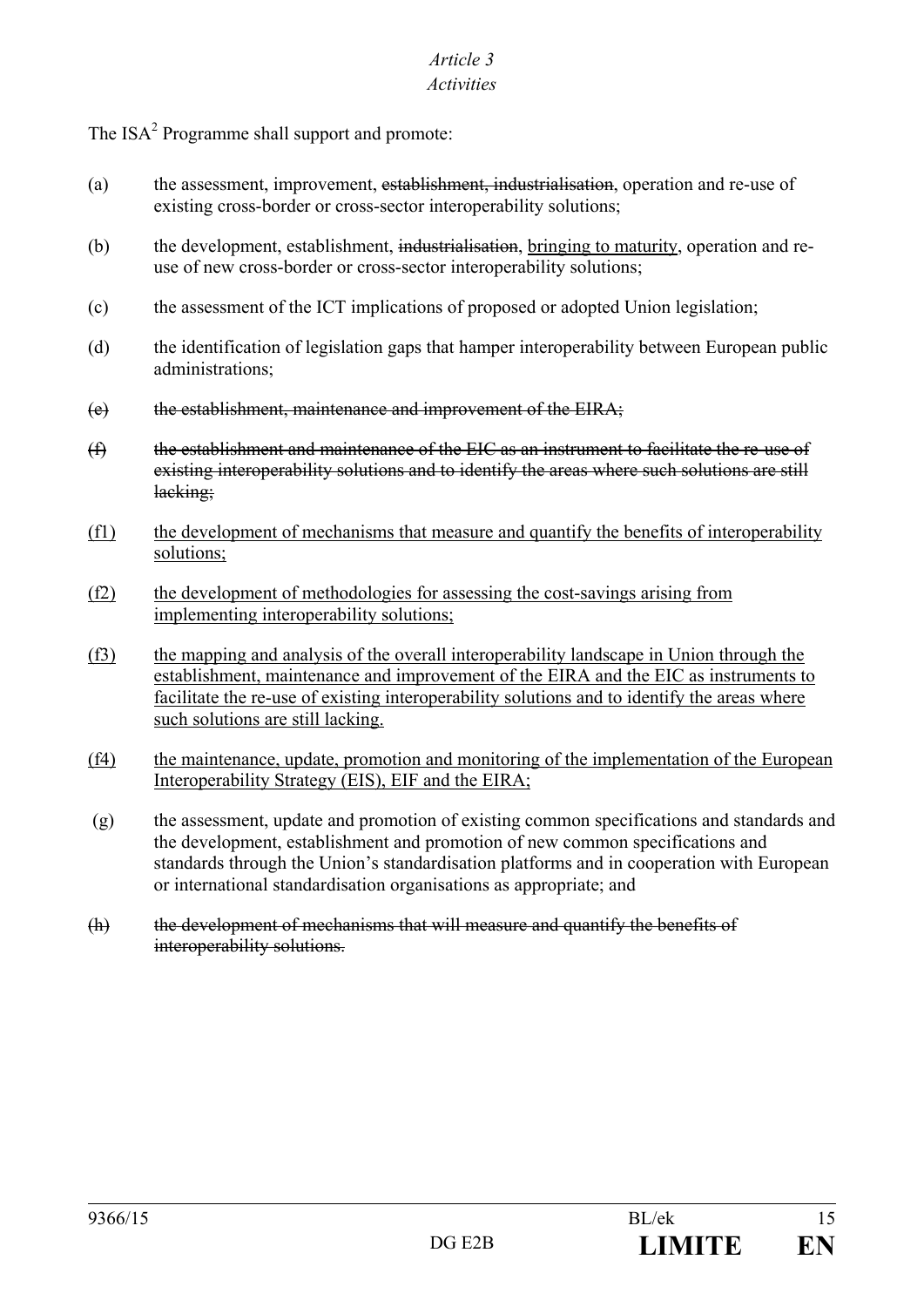*Article 3*
*Activities*

The ISA$^2$ Programme shall support and promote:

(a) the assessment, improvement, ~~establishment, industrialisation~~, operation and re-use of existing cross-border or cross-sector interoperability solutions;

(b) the development, establishment, ~~industrialisation~~, <u>bringing to maturity</u>, operation and re-use of new cross-border or cross-sector interoperability solutions;

(c) the assessment of the ICT implications of proposed or adopted Union legislation;

(d) the identification of legislation gaps that hamper interoperability between European public administrations;

~~(e) the establishment, maintenance and improvement of the EIRA;~~

~~(f) the establishment and maintenance of the EIC as an instrument to facilitate the re-use of existing interoperability solutions and to identify the areas where such solutions are still lacking;~~

<u>(f1) the development of mechanisms that measure and quantify the benefits of interoperability solutions;</u>

<u>(f2) the development of methodologies for assessing the cost-savings arising from implementing interoperability solutions;</u>

<u>(f3) the mapping and analysis of the overall interoperability landscape in Union through the establishment, maintenance and improvement of the EIRA and the EIC as instruments to facilitate the re-use of existing interoperability solutions and to identify the areas where such solutions are still lacking.</u>

<u>(f4) the maintenance, update, promotion and monitoring of the implementation of the European Interoperability Strategy (EIS), EIF and the EIRA;</u>

(g) the assessment, update and promotion of existing common specifications and standards and the development, establishment and promotion of new common specifications and standards through the Union's standardisation platforms and in cooperation with European or international standardisation organisations as appropriate; and

~~(h) the development of mechanisms that will measure and quantify the benefits of interoperability solutions.~~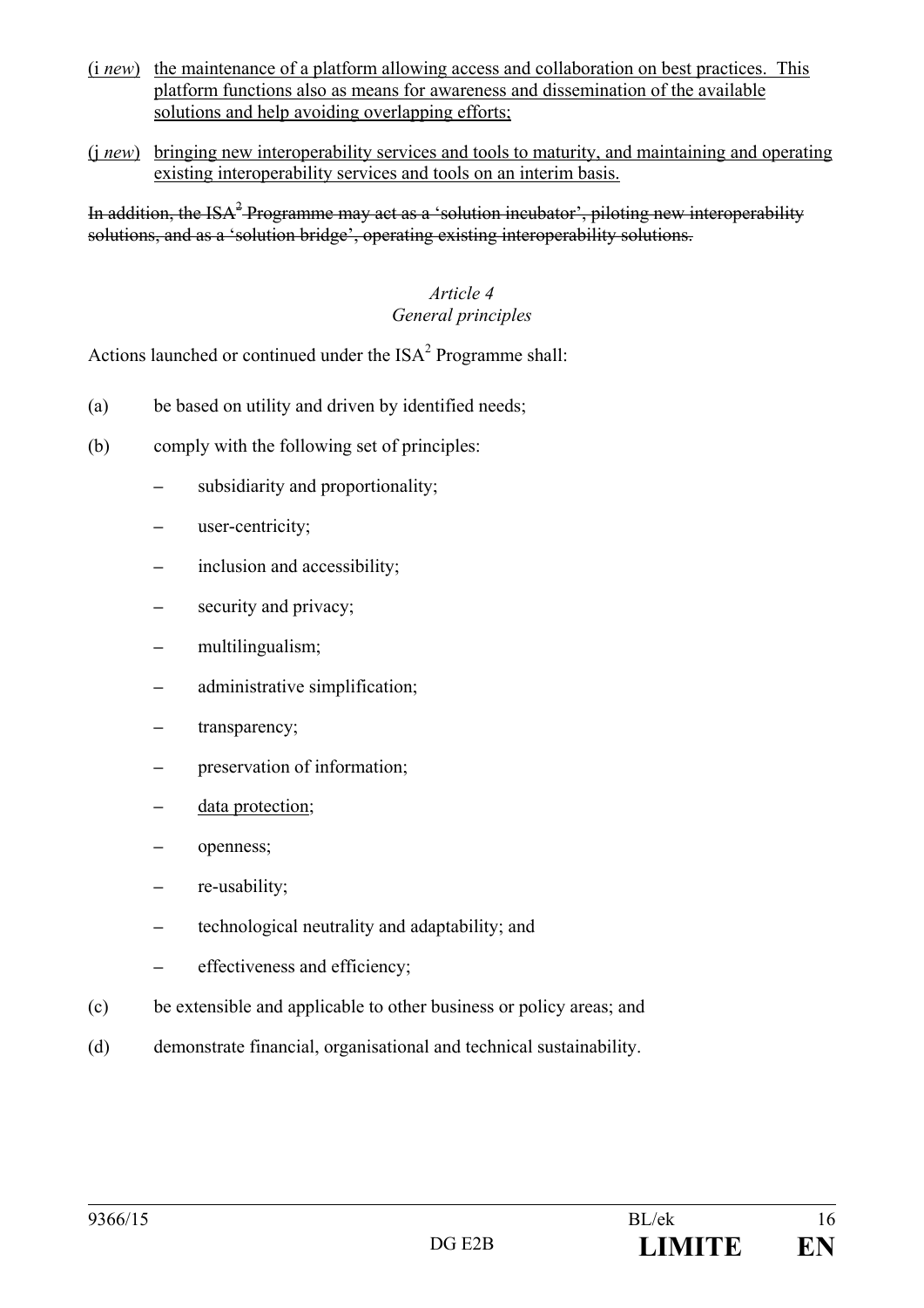(i *new*) the maintenance of a platform allowing access and collaboration on best practices. This platform functions also as means for awareness and dissemination of the available solutions and help avoiding overlapping efforts;

(j *new*) bringing new interoperability services and tools to maturity, and maintaining and operating existing interoperability services and tools on an interim basis.

~~In addition, the ISA² Programme may act as a 'solution incubator', piloting new interoperability solutions, and as a 'solution bridge', operating existing interoperability solutions.~~

*Article 4*
*General principles*

Actions launched or continued under the ISA² Programme shall:

(a) be based on utility and driven by identified needs;

(b) comply with the following set of principles:

- subsidiarity and proportionality;
- user-centricity;
- inclusion and accessibility;
- security and privacy;
- multilingualism;
- administrative simplification;
- transparency;
- preservation of information;
- data protection;
- openness;
- re-usability;
- technological neutrality and adaptability; and
- effectiveness and efficiency;

(c) be extensible and applicable to other business or policy areas; and

(d) demonstrate financial, organisational and technical sustainability.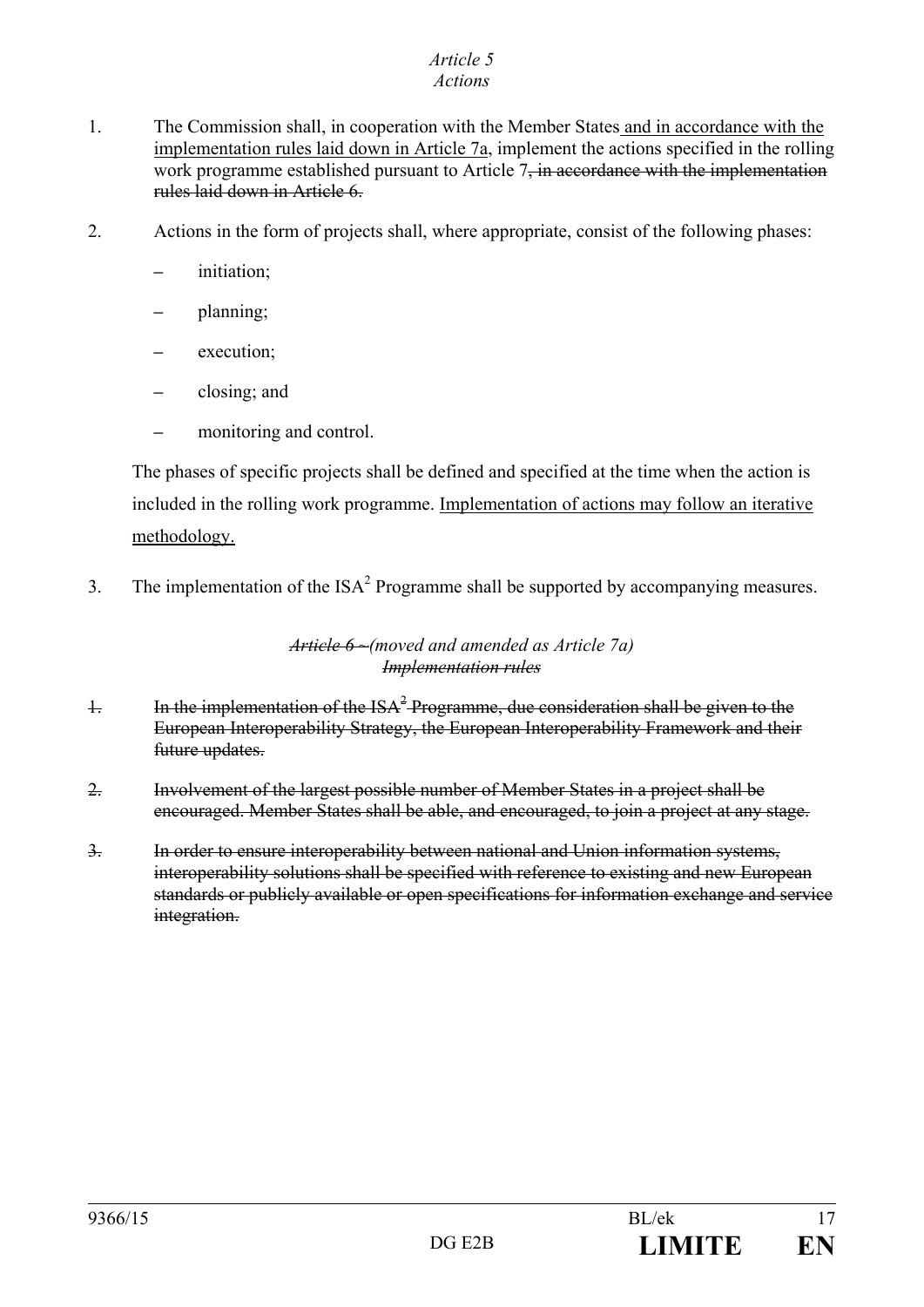*Article 5*
*Actions*

1. The Commission shall, in cooperation with the Member States <u>and in accordance with the implementation rules laid down in Article 7a</u>, implement the actions specified in the rolling work programme established pursuant to Article 7~~, in accordance with the implementation rules laid down in Article 6.~~

2. Actions in the form of projects shall, where appropriate, consist of the following phases:

   – initiation;

   – planning;

   – execution;

   – closing; and

   – monitoring and control.

   The phases of specific projects shall be defined and specified at the time when the action is included in the rolling work programme. <u>Implementation of actions may follow an iterative methodology.</u>

3. The implementation of the ISA[2] Programme shall be supported by accompanying measures.

*~~Article 6~~ – (moved and amended as Article 7a)*
*~~Implementation rules~~*

~~1. In the implementation of the ISA[2] Programme, due consideration shall be given to the European Interoperability Strategy, the European Interoperability Framework and their future updates.~~

~~2. Involvement of the largest possible number of Member States in a project shall be encouraged. Member States shall be able, and encouraged, to join a project at any stage.~~

~~3. In order to ensure interoperability between national and Union information systems, interoperability solutions shall be specified with reference to existing and new European standards or publicly available or open specifications for information exchange and service integration.~~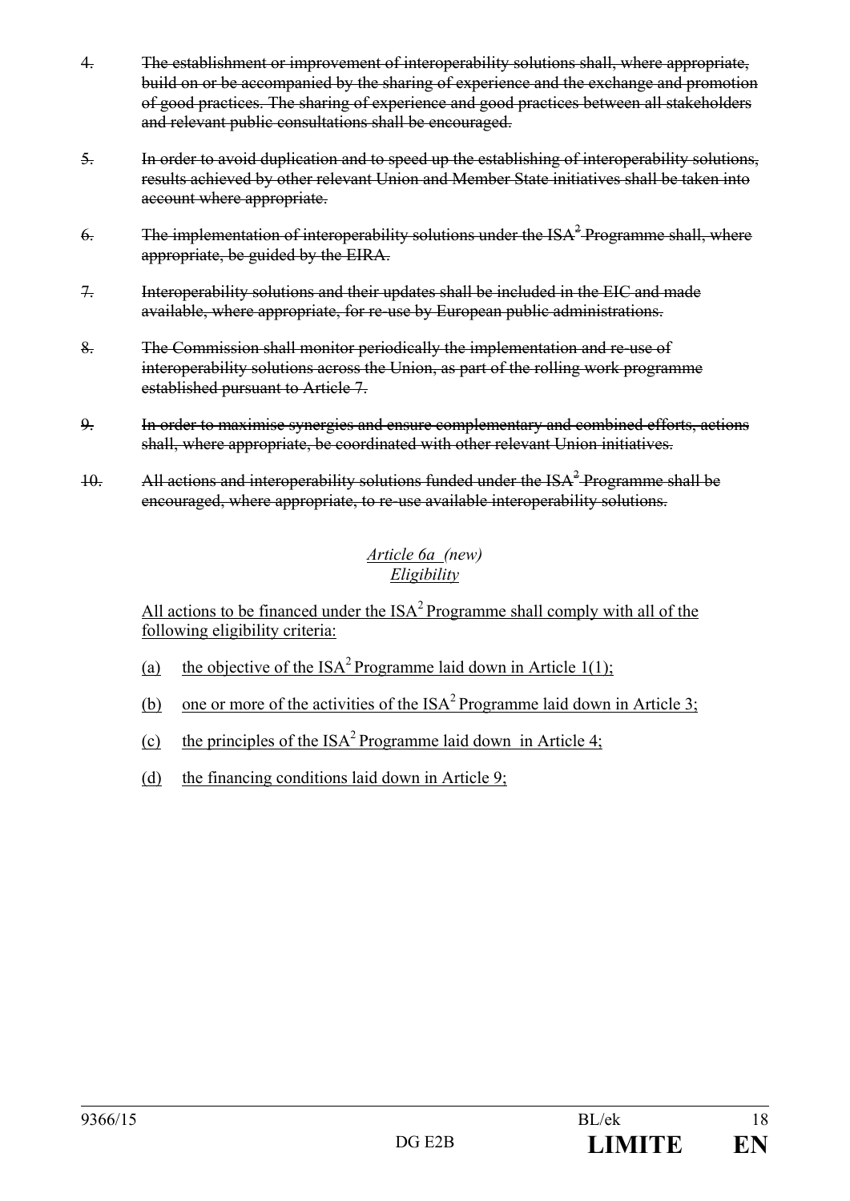4. ~~The establishment or improvement of interoperability solutions shall, where appropriate, build on or be accompanied by the sharing of experience and the exchange and promotion of good practices. The sharing of experience and good practices between all stakeholders and relevant public consultations shall be encouraged.~~

5. ~~In order to avoid duplication and to speed up the establishing of interoperability solutions, results achieved by other relevant Union and Member State initiatives shall be taken into account where appropriate.~~

6. ~~The implementation of interoperability solutions under the ISA$^2$ Programme shall, where appropriate, be guided by the EIRA.~~

7. ~~Interoperability solutions and their updates shall be included in the EIC and made available, where appropriate, for re-use by European public administrations.~~

8. ~~The Commission shall monitor periodically the implementation and re-use of interoperability solutions across the Union, as part of the rolling work programme established pursuant to Article 7.~~

9. ~~In order to maximise synergies and ensure complementary and combined efforts, actions shall, where appropriate, be coordinated with other relevant Union initiatives.~~

10. ~~All actions and interoperability solutions funded under the ISA$^2$ Programme shall be encouraged, where appropriate, to re-use available interoperability solutions.~~

<u>*Article 6a (new)*</u>
<u>*Eligibility*</u>

<u>All actions to be financed under the ISA$^2$ Programme shall comply with all of the following eligibility criteria:</u>

<u>(a)</u> <u>the objective of the ISA$^2$ Programme laid down in Article 1(1);</u>

<u>(b)</u> <u>one or more of the activities of the ISA$^2$ Programme laid down in Article 3;</u>

<u>(c)</u> <u>the principles of the ISA$^2$ Programme laid down in Article 4;</u>

<u>(d)</u> <u>the financing conditions laid down in Article 9;</u>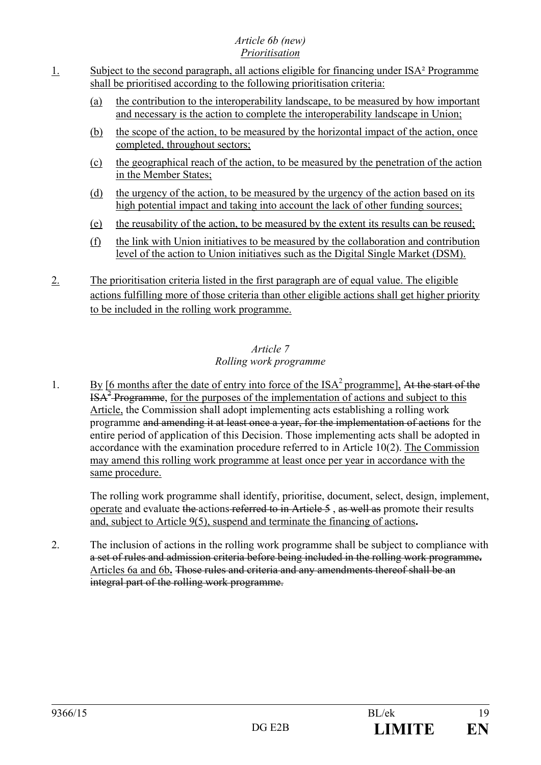*Article 6b (new)*
*Prioritisation*

1. Subject to the second paragraph, all actions eligible for financing under ISA² Programme shall be prioritised according to the following prioritisation criteria:

   (a) the contribution to the interoperability landscape, to be measured by how important and necessary is the action to complete the interoperability landscape in Union;

   (b) the scope of the action, to be measured by the horizontal impact of the action, once completed, throughout sectors;

   (c) the geographical reach of the action, to be measured by the penetration of the action in the Member States;

   (d) the urgency of the action, to be measured by the urgency of the action based on its high potential impact and taking into account the lack of other funding sources;

   (e) the reusability of the action, to be measured by the extent its results can be reused;

   (f) the link with Union initiatives to be measured by the collaboration and contribution level of the action to Union initiatives such as the Digital Single Market (DSM).

2. The prioritisation criteria listed in the first paragraph are of equal value. The eligible actions fulfilling more of those criteria than other eligible actions shall get higher priority to be included in the rolling work programme.

*Article 7*
*Rolling work programme*

1. By [6 months after the date of entry into force of the ISA² programme], ~~At the start of the ISA² Programme~~, for the purposes of the implementation of actions and subject to this Article, the Commission shall adopt implementing acts establishing a rolling work programme ~~and amending it at least once a year, for the implementation of actions~~ for the entire period of application of this Decision. Those implementing acts shall be adopted in accordance with the examination procedure referred to in Article 10(2). The Commission may amend this rolling work programme at least once per year in accordance with the same procedure.

   The rolling work programme shall identify, prioritise, document, select, design, implement, operate and evaluate ~~the~~ actions ~~referred to in Article 5~~ , ~~as well as~~ promote their results and, subject to Article 9(5), suspend and terminate the financing of actions**.**

2. The inclusion of actions in the rolling work programme shall be subject to compliance with ~~a set of rules and admission criteria before being included in the rolling work programme~~**.** Articles 6a and 6b**.** ~~Those rules and criteria and any amendments thereof shall be an integral part of the rolling work programme.~~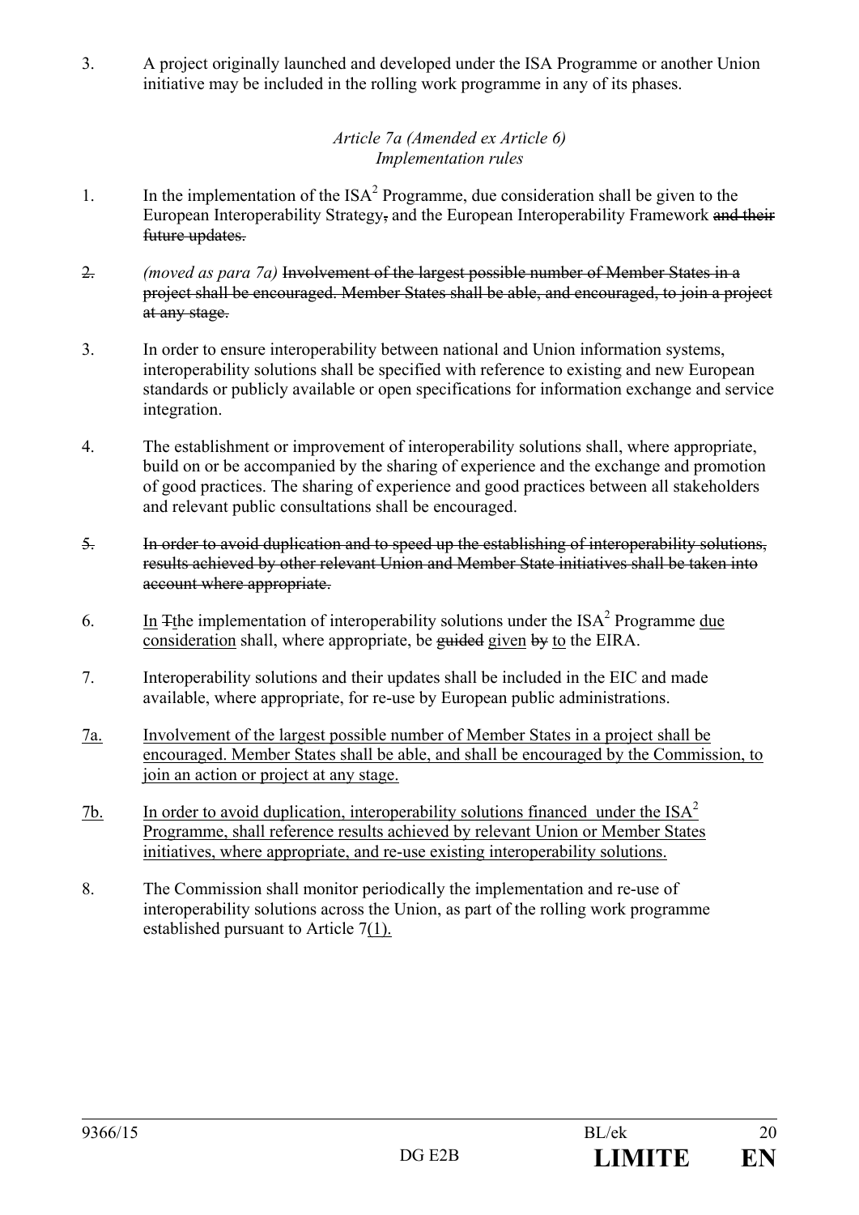3. A project originally launched and developed under the ISA Programme or another Union initiative may be included in the rolling work programme in any of its phases.

*Article 7a (Amended ex Article 6)*
*Implementation rules*

1. In the implementation of the ISA[2] Programme, due consideration shall be given to the European Interoperability Strategy~~,~~ and the European Interoperability Framework ~~and their future updates.~~

~~2.~~ *(moved as para 7a)* ~~Involvement of the largest possible number of Member States in a project shall be encouraged. Member States shall be able, and encouraged, to join a project at any stage.~~

3. In order to ensure interoperability between national and Union information systems, interoperability solutions shall be specified with reference to existing and new European standards or publicly available or open specifications for information exchange and service integration.

4. The establishment or improvement of interoperability solutions shall, where appropriate, build on or be accompanied by the sharing of experience and the exchange and promotion of good practices. The sharing of experience and good practices between all stakeholders and relevant public consultations shall be encouraged.

~~5. In order to avoid duplication and to speed up the establishing of interoperability solutions, results achieved by other relevant Union and Member State initiatives shall be taken into account where appropriate.~~

6. <u>In</u> ~~T~~the implementation of interoperability solutions under the ISA[2] Programme <u>due consideration</u> shall, where appropriate, be ~~guided~~ <u>given</u> ~~by~~ <u>to</u> the EIRA.

7. Interoperability solutions and their updates shall be included in the EIC and made available, where appropriate, for re-use by European public administrations.

<u>7a.</u> <u>Involvement of the largest possible number of Member States in a project shall be encouraged. Member States shall be able, and shall be encouraged by the Commission, to join an action or project at any stage.</u>

<u>7b.</u> <u>In order to avoid duplication, interoperability solutions financed under the ISA[2] Programme, shall reference results achieved by relevant Union or Member States initiatives, where appropriate, and re-use existing interoperability solutions.</u>

8. The Commission shall monitor periodically the implementation and re-use of interoperability solutions across the Union, as part of the rolling work programme established pursuant to Article 7<u>(1).</u>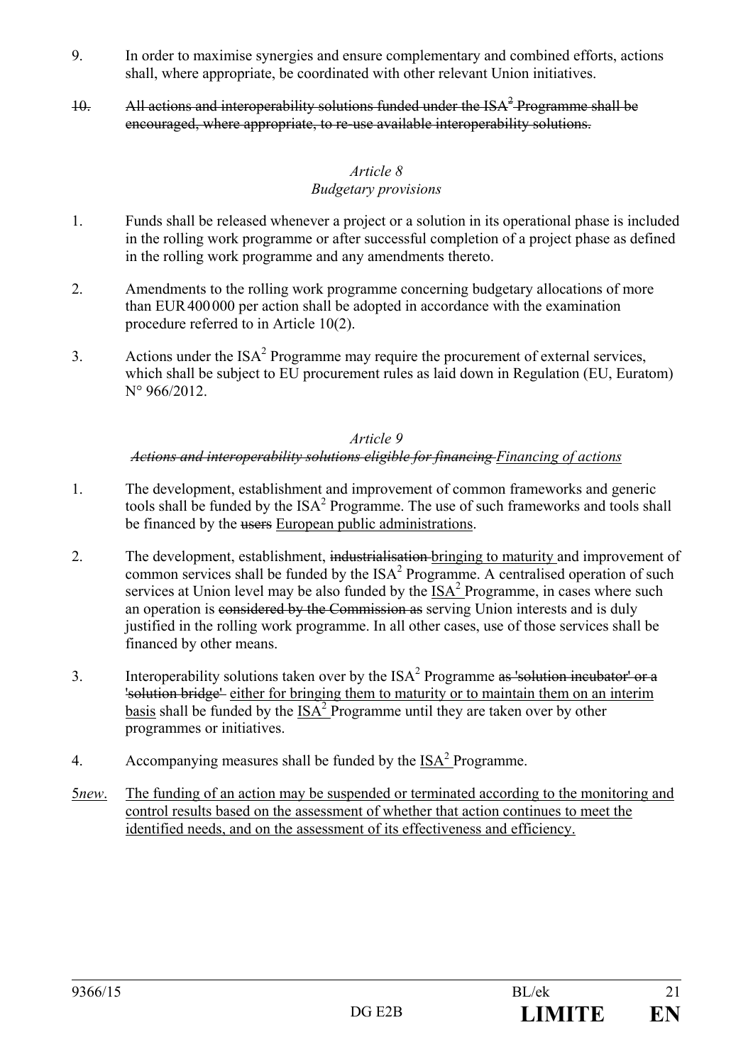9. In order to maximise synergies and ensure complementary and combined efforts, actions shall, where appropriate, be coordinated with other relevant Union initiatives.

10. ~~All actions and interoperability solutions funded under the ISA² Programme shall be encouraged, where appropriate, to re-use available interoperability solutions.~~

*Article 8*

*Budgetary provisions*

1. Funds shall be released whenever a project or a solution in its operational phase is included in the rolling work programme or after successful completion of a project phase as defined in the rolling work programme and any amendments thereto.

2. Amendments to the rolling work programme concerning budgetary allocations of more than EUR 400 000 per action shall be adopted in accordance with the examination procedure referred to in Article 10(2).

3. Actions under the ISA² Programme may require the procurement of external services, which shall be subject to EU procurement rules as laid down in Regulation (EU, Euratom) N° 966/2012.

*Article 9*

*~~Actions and interoperability solutions eligible for financing~~ <u>Financing of actions</u>*

1. The development, establishment and improvement of common frameworks and generic tools shall be funded by the ISA² Programme. The use of such frameworks and tools shall be financed by the ~~users~~ <u>European public administrations</u>.

2. The development, establishment, ~~industrialisation~~ <u>bringing to maturity</u> and improvement of common services shall be funded by the ISA² Programme. A centralised operation of such services at Union level may be also funded by the <u>ISA²</u> Programme, in cases where such an operation is ~~considered by the Commission as~~ serving Union interests and is duly justified in the rolling work programme. In all other cases, use of those services shall be financed by other means.

3. Interoperability solutions taken over by the ISA² Programme ~~as 'solution incubator' or a 'solution bridge'~~ <u>either for bringing them to maturity or to maintain them on an interim basis</u> shall be funded by the <u>ISA²</u> Programme until they are taken over by other programmes or initiatives.

4. Accompanying measures shall be funded by the <u>ISA²</u> Programme.

<u>5*new*.</u> <u>The funding of an action may be suspended or terminated according to the monitoring and control results based on the assessment of whether that action continues to meet the identified needs, and on the assessment of its effectiveness and efficiency.</u>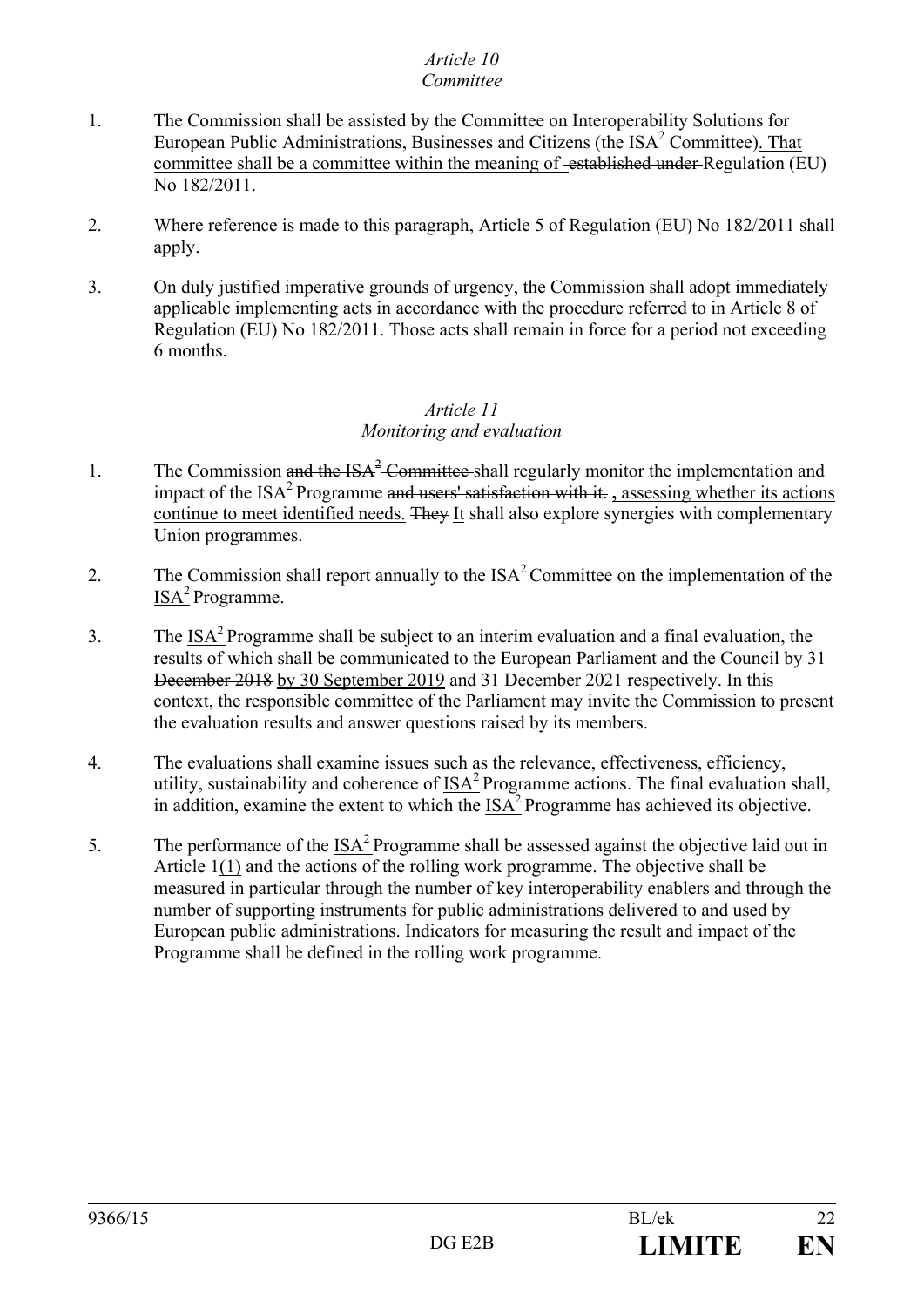*Article 10*
*Committee*

1. The Commission shall be assisted by the Committee on Interoperability Solutions for European Public Administrations, Businesses and Citizens (the ISA$^2$ Committee). That committee shall be a committee within the meaning of ~~established under~~ Regulation (EU) No 182/2011.

2. Where reference is made to this paragraph, Article 5 of Regulation (EU) No 182/2011 shall apply.

3. On duly justified imperative grounds of urgency, the Commission shall adopt immediately applicable implementing acts in accordance with the procedure referred to in Article 8 of Regulation (EU) No 182/2011. Those acts shall remain in force for a period not exceeding 6 months.

*Article 11*
*Monitoring and evaluation*

1. The Commission ~~and the ISA$^2$ Committee~~ shall regularly monitor the implementation and impact of the ISA$^2$ Programme ~~and users' satisfaction with it.~~ , assessing whether its actions continue to meet identified needs. ~~They~~ It shall also explore synergies with complementary Union programmes.

2. The Commission shall report annually to the ISA$^2$ Committee on the implementation of the ISA$^2$ Programme.

3. The ISA$^2$ Programme shall be subject to an interim evaluation and a final evaluation, the results of which shall be communicated to the European Parliament and the Council ~~by 31 December 2018~~ by 30 September 2019 and 31 December 2021 respectively. In this context, the responsible committee of the Parliament may invite the Commission to present the evaluation results and answer questions raised by its members.

4. The evaluations shall examine issues such as the relevance, effectiveness, efficiency, utility, sustainability and coherence of ISA$^2$ Programme actions. The final evaluation shall, in addition, examine the extent to which the ISA$^2$ Programme has achieved its objective.

5. The performance of the ISA$^2$ Programme shall be assessed against the objective laid out in Article 1(1) and the actions of the rolling work programme. The objective shall be measured in particular through the number of key interoperability enablers and through the number of supporting instruments for public administrations delivered to and used by European public administrations. Indicators for measuring the result and impact of the Programme shall be defined in the rolling work programme.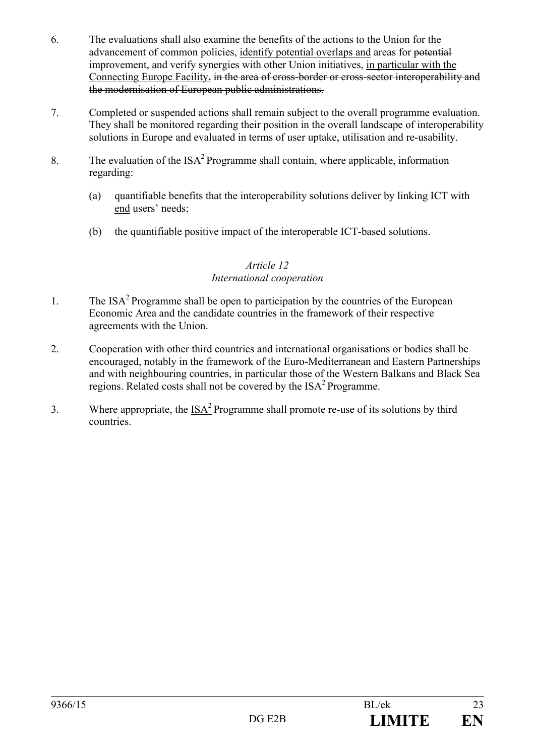6. The evaluations shall also examine the benefits of the actions to the Union for the advancement of common policies, <u>identify potential overlaps and</u> areas for ~~potential~~ improvement, and verify synergies with other Union initiatives, <u>in particular with the Connecting Europe Facility</u>**.** ~~in the area of cross-border or cross-sector interoperability and the modernisation of European public administrations.~~

7. Completed or suspended actions shall remain subject to the overall programme evaluation. They shall be monitored regarding their position in the overall landscape of interoperability solutions in Europe and evaluated in terms of user uptake, utilisation and re-usability.

8. The evaluation of the ISA² Programme shall contain, where applicable, information regarding:

   (a) quantifiable benefits that the interoperability solutions deliver by linking ICT with <u>end</u> users' needs;

   (b) the quantifiable positive impact of the interoperable ICT-based solutions.

*Article 12*
*International cooperation*

1. The ISA² Programme shall be open to participation by the countries of the European Economic Area and the candidate countries in the framework of their respective agreements with the Union.

2. Cooperation with other third countries and international organisations or bodies shall be encouraged, notably in the framework of the Euro-Mediterranean and Eastern Partnerships and with neighbouring countries, in particular those of the Western Balkans and Black Sea regions. Related costs shall not be covered by the ISA² Programme.

3. Where appropriate, the <u>ISA²</u> Programme shall promote re-use of its solutions by third countries.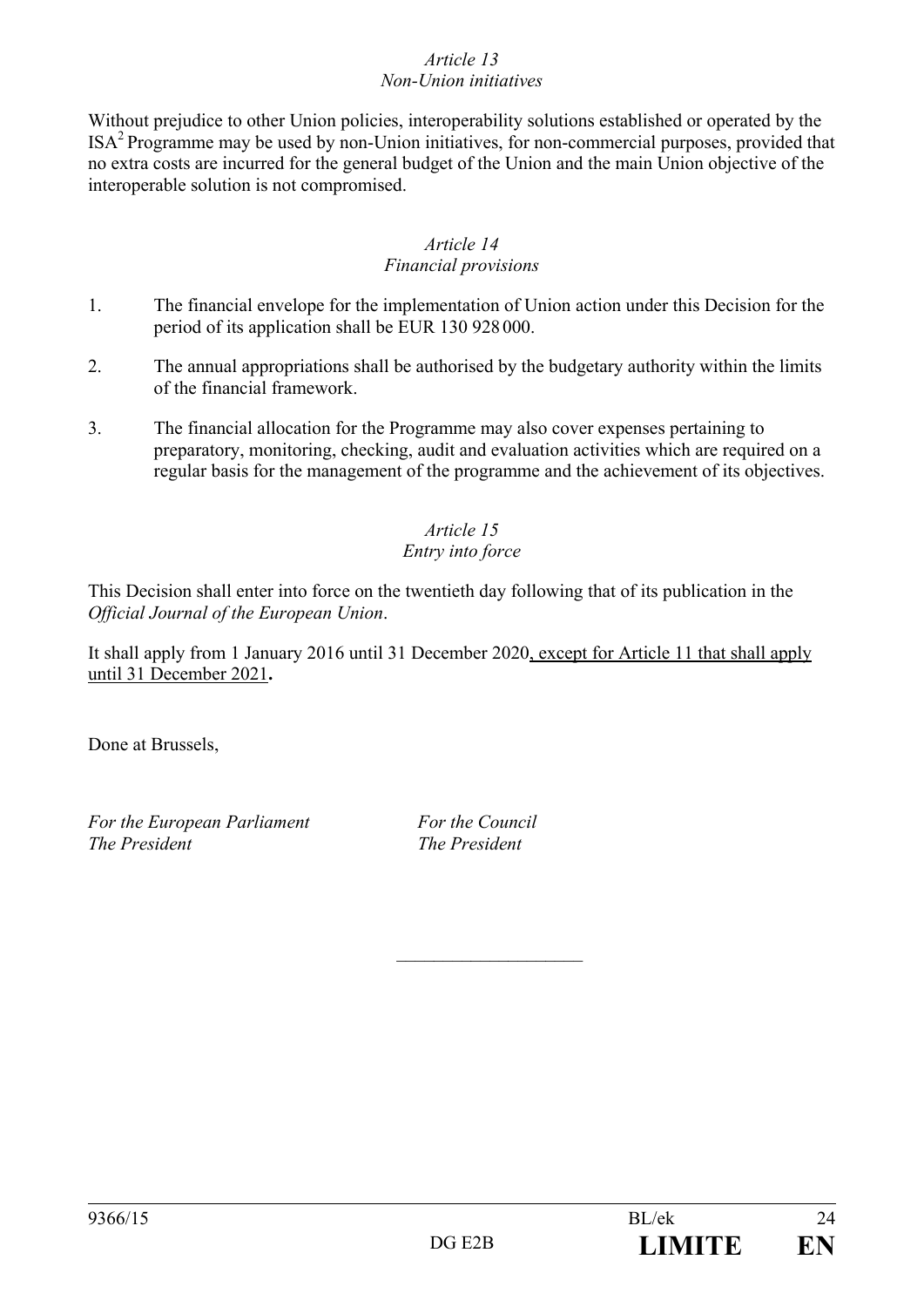*Article 13*
*Non-Union initiatives*

Without prejudice to other Union policies, interoperability solutions established or operated by the ISA[2] Programme may be used by non-Union initiatives, for non-commercial purposes, provided that no extra costs are incurred for the general budget of the Union and the main Union objective of the interoperable solution is not compromised.

*Article 14*
*Financial provisions*

1. The financial envelope for the implementation of Union action under this Decision for the period of its application shall be EUR 130 928 000.

2. The annual appropriations shall be authorised by the budgetary authority within the limits of the financial framework.

3. The financial allocation for the Programme may also cover expenses pertaining to preparatory, monitoring, checking, audit and evaluation activities which are required on a regular basis for the management of the programme and the achievement of its objectives.

*Article 15*
*Entry into force*

This Decision shall enter into force on the twentieth day following that of its publication in the *Official Journal of the European Union*.

It shall apply from 1 January 2016 until 31 December 2020, except for Article 11 that shall apply until 31 December 2021**.**

Done at Brussels,

*For the European Parliament*
*The President*

*For the Council*
*The President*

---